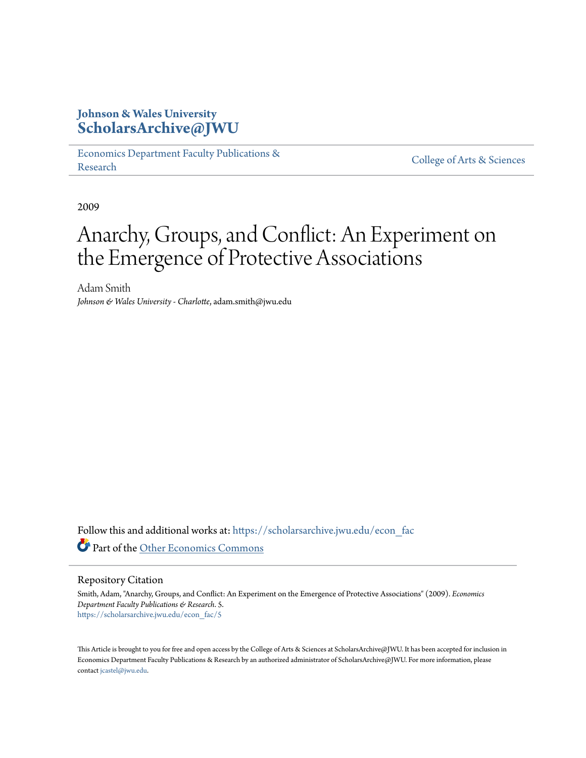**Johnson & Wales University**
**ScholarsArchive@JWU**

Economics Department Faculty Publications & Research | College of Arts & Sciences

2009

# Anarchy, Groups, and Conflict: An Experiment on the Emergence of Protective Associations

Adam Smith
*Johnson & Wales University - Charlotte*, adam.smith@jwu.edu

Follow this and additional works at: https://scholarsarchive.jwu.edu/econ_fac

Part of the Other Economics Commons

## Repository Citation

Smith, Adam, "Anarchy, Groups, and Conflict: An Experiment on the Emergence of Protective Associations" (2009). *Economics Department Faculty Publications & Research*. 5.
https://scholarsarchive.jwu.edu/econ_fac/5

This Article is brought to you for free and open access by the College of Arts & Sciences at ScholarsArchive@JWU. It has been accepted for inclusion in Economics Department Faculty Publications & Research by an authorized administrator of ScholarsArchive@JWU. For more information, please contact jcastel@jwu.edu.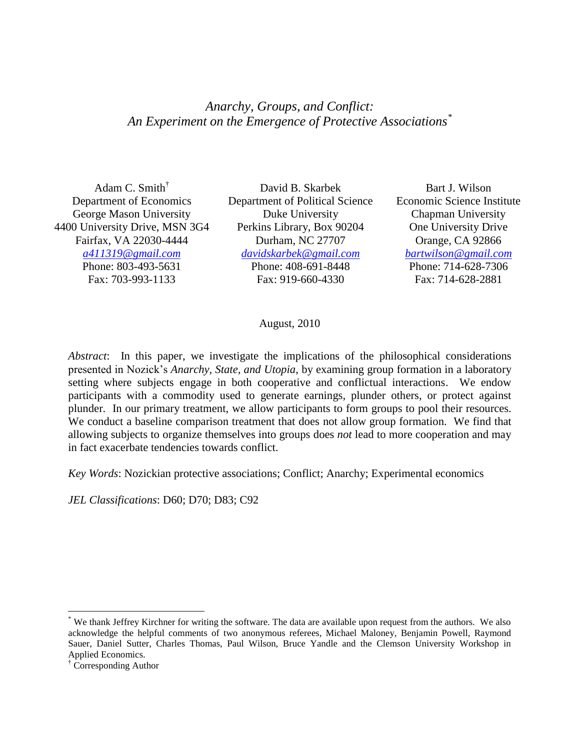*Anarchy, Groups, and Conflict:*
*An Experiment on the Emergence of Protective Associations*[*]

Adam C. Smith[†]
Department of Economics
George Mason University
4400 University Drive, MSN 3G4
Fairfax, VA 22030-4444
*a411319@gmail.com*
Phone: 803-493-5631
Fax: 703-993-1133

David B. Skarbek
Department of Political Science
Duke University
Perkins Library, Box 90204
Durham, NC 27707
*davidskarbek@gmail.com*
Phone: 408-691-8448
Fax: 919-660-4330

Bart J. Wilson
Economic Science Institute
Chapman University
One University Drive
Orange, CA 92866
*bartwilson@gmail.com*
Phone: 714-628-7306
Fax: 714-628-2881

August, 2010

*Abstract*: In this paper, we investigate the implications of the philosophical considerations presented in Nozick's *Anarchy, State, and Utopia*, by examining group formation in a laboratory setting where subjects engage in both cooperative and conflictual interactions. We endow participants with a commodity used to generate earnings, plunder others, or protect against plunder. In our primary treatment, we allow participants to form groups to pool their resources. We conduct a baseline comparison treatment that does not allow group formation. We find that allowing subjects to organize themselves into groups does *not* lead to more cooperation and may in fact exacerbate tendencies towards conflict.

*Key Words*: Nozickian protective associations; Conflict; Anarchy; Experimental economics

*JEL Classifications*: D60; D70; D83; C92

[*] We thank Jeffrey Kirchner for writing the software. The data are available upon request from the authors. We also acknowledge the helpful comments of two anonymous referees, Michael Maloney, Benjamin Powell, Raymond Sauer, Daniel Sutter, Charles Thomas, Paul Wilson, Bruce Yandle and the Clemson University Workshop in Applied Economics.

[†] Corresponding Author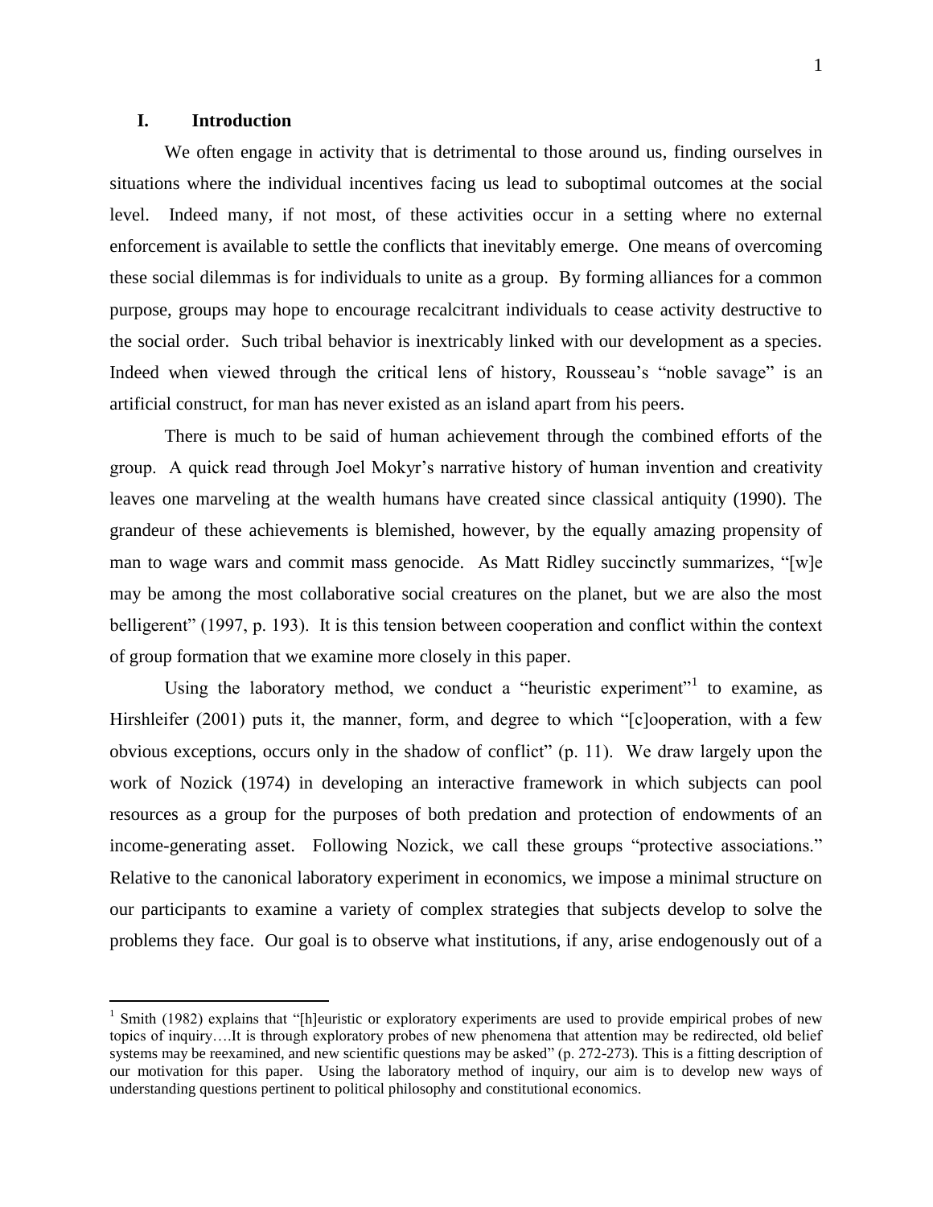## I. Introduction

We often engage in activity that is detrimental to those around us, finding ourselves in situations where the individual incentives facing us lead to suboptimal outcomes at the social level. Indeed many, if not most, of these activities occur in a setting where no external enforcement is available to settle the conflicts that inevitably emerge. One means of overcoming these social dilemmas is for individuals to unite as a group. By forming alliances for a common purpose, groups may hope to encourage recalcitrant individuals to cease activity destructive to the social order. Such tribal behavior is inextricably linked with our development as a species. Indeed when viewed through the critical lens of history, Rousseau's "noble savage" is an artificial construct, for man has never existed as an island apart from his peers.

There is much to be said of human achievement through the combined efforts of the group. A quick read through Joel Mokyr's narrative history of human invention and creativity leaves one marveling at the wealth humans have created since classical antiquity (1990). The grandeur of these achievements is blemished, however, by the equally amazing propensity of man to wage wars and commit mass genocide. As Matt Ridley succinctly summarizes, "[w]e may be among the most collaborative social creatures on the planet, but we are also the most belligerent" (1997, p. 193). It is this tension between cooperation and conflict within the context of group formation that we examine more closely in this paper.

Using the laboratory method, we conduct a "heuristic experiment"[1] to examine, as Hirshleifer (2001) puts it, the manner, form, and degree to which "[c]ooperation, with a few obvious exceptions, occurs only in the shadow of conflict" (p. 11). We draw largely upon the work of Nozick (1974) in developing an interactive framework in which subjects can pool resources as a group for the purposes of both predation and protection of endowments of an income-generating asset. Following Nozick, we call these groups "protective associations." Relative to the canonical laboratory experiment in economics, we impose a minimal structure on our participants to examine a variety of complex strategies that subjects develop to solve the problems they face. Our goal is to observe what institutions, if any, arise endogenously out of a

[1] Smith (1982) explains that "[h]euristic or exploratory experiments are used to provide empirical probes of new topics of inquiry….It is through exploratory probes of new phenomena that attention may be redirected, old belief systems may be reexamined, and new scientific questions may be asked" (p. 272-273). This is a fitting description of our motivation for this paper. Using the laboratory method of inquiry, our aim is to develop new ways of understanding questions pertinent to political philosophy and constitutional economics.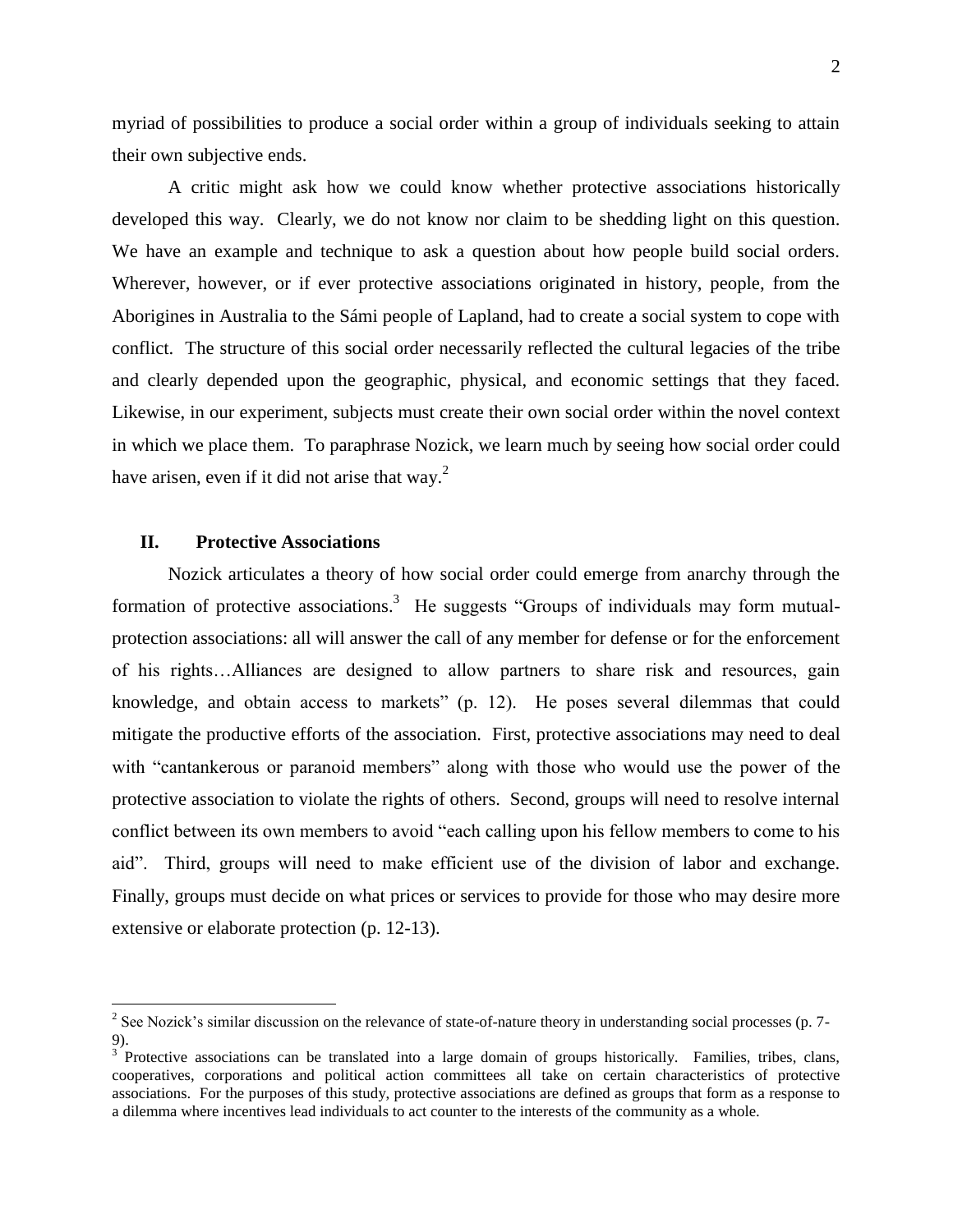myriad of possibilities to produce a social order within a group of individuals seeking to attain their own subjective ends.

A critic might ask how we could know whether protective associations historically developed this way. Clearly, we do not know nor claim to be shedding light on this question. We have an example and technique to ask a question about how people build social orders. Wherever, however, or if ever protective associations originated in history, people, from the Aborigines in Australia to the Sámi people of Lapland, had to create a social system to cope with conflict. The structure of this social order necessarily reflected the cultural legacies of the tribe and clearly depended upon the geographic, physical, and economic settings that they faced. Likewise, in our experiment, subjects must create their own social order within the novel context in which we place them. To paraphrase Nozick, we learn much by seeing how social order could have arisen, even if it did not arise that way.[2]

## II. Protective Associations

Nozick articulates a theory of how social order could emerge from anarchy through the formation of protective associations.[3] He suggests "Groups of individuals may form mutual-protection associations: all will answer the call of any member for defense or for the enforcement of his rights…Alliances are designed to allow partners to share risk and resources, gain knowledge, and obtain access to markets" (p. 12). He poses several dilemmas that could mitigate the productive efforts of the association. First, protective associations may need to deal with "cantankerous or paranoid members" along with those who would use the power of the protective association to violate the rights of others. Second, groups will need to resolve internal conflict between its own members to avoid "each calling upon his fellow members to come to his aid". Third, groups will need to make efficient use of the division of labor and exchange. Finally, groups must decide on what prices or services to provide for those who may desire more extensive or elaborate protection (p. 12-13).

---

[2] See Nozick's similar discussion on the relevance of state-of-nature theory in understanding social processes (p. 7-9).

[3] Protective associations can be translated into a large domain of groups historically. Families, tribes, clans, cooperatives, corporations and political action committees all take on certain characteristics of protective associations. For the purposes of this study, protective associations are defined as groups that form as a response to a dilemma where incentives lead individuals to act counter to the interests of the community as a whole.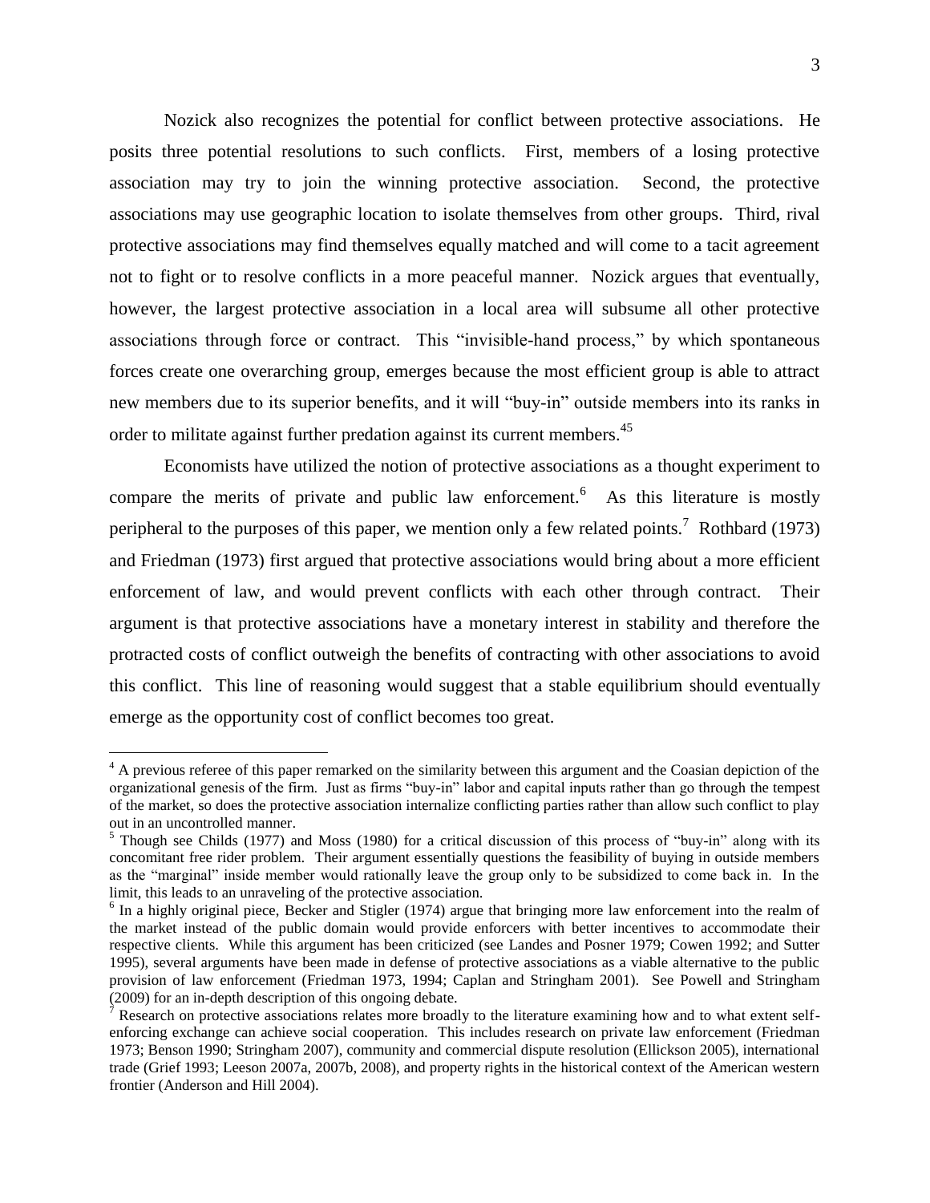Nozick also recognizes the potential for conflict between protective associations. He posits three potential resolutions to such conflicts. First, members of a losing protective association may try to join the winning protective association. Second, the protective associations may use geographic location to isolate themselves from other groups. Third, rival protective associations may find themselves equally matched and will come to a tacit agreement not to fight or to resolve conflicts in a more peaceful manner. Nozick argues that eventually, however, the largest protective association in a local area will subsume all other protective associations through force or contract. This "invisible-hand process," by which spontaneous forces create one overarching group, emerges because the most efficient group is able to attract new members due to its superior benefits, and it will "buy-in" outside members into its ranks in order to militate against further predation against its current members.[4][5]

Economists have utilized the notion of protective associations as a thought experiment to compare the merits of private and public law enforcement.[6] As this literature is mostly peripheral to the purposes of this paper, we mention only a few related points.[7] Rothbard (1973) and Friedman (1973) first argued that protective associations would bring about a more efficient enforcement of law, and would prevent conflicts with each other through contract. Their argument is that protective associations have a monetary interest in stability and therefore the protracted costs of conflict outweigh the benefits of contracting with other associations to avoid this conflict. This line of reasoning would suggest that a stable equilibrium should eventually emerge as the opportunity cost of conflict becomes too great.

[4] A previous referee of this paper remarked on the similarity between this argument and the Coasian depiction of the organizational genesis of the firm. Just as firms "buy-in" labor and capital inputs rather than go through the tempest of the market, so does the protective association internalize conflicting parties rather than allow such conflict to play out in an uncontrolled manner.

[5] Though see Childs (1977) and Moss (1980) for a critical discussion of this process of "buy-in" along with its concomitant free rider problem. Their argument essentially questions the feasibility of buying in outside members as the "marginal" inside member would rationally leave the group only to be subsidized to come back in. In the limit, this leads to an unraveling of the protective association.

[6] In a highly original piece, Becker and Stigler (1974) argue that bringing more law enforcement into the realm of the market instead of the public domain would provide enforcers with better incentives to accommodate their respective clients. While this argument has been criticized (see Landes and Posner 1979; Cowen 1992; and Sutter 1995), several arguments have been made in defense of protective associations as a viable alternative to the public provision of law enforcement (Friedman 1973, 1994; Caplan and Stringham 2001). See Powell and Stringham (2009) for an in-depth description of this ongoing debate.

[7] Research on protective associations relates more broadly to the literature examining how and to what extent self-enforcing exchange can achieve social cooperation. This includes research on private law enforcement (Friedman 1973; Benson 1990; Stringham 2007), community and commercial dispute resolution (Ellickson 2005), international trade (Grief 1993; Leeson 2007a, 2007b, 2008), and property rights in the historical context of the American western frontier (Anderson and Hill 2004).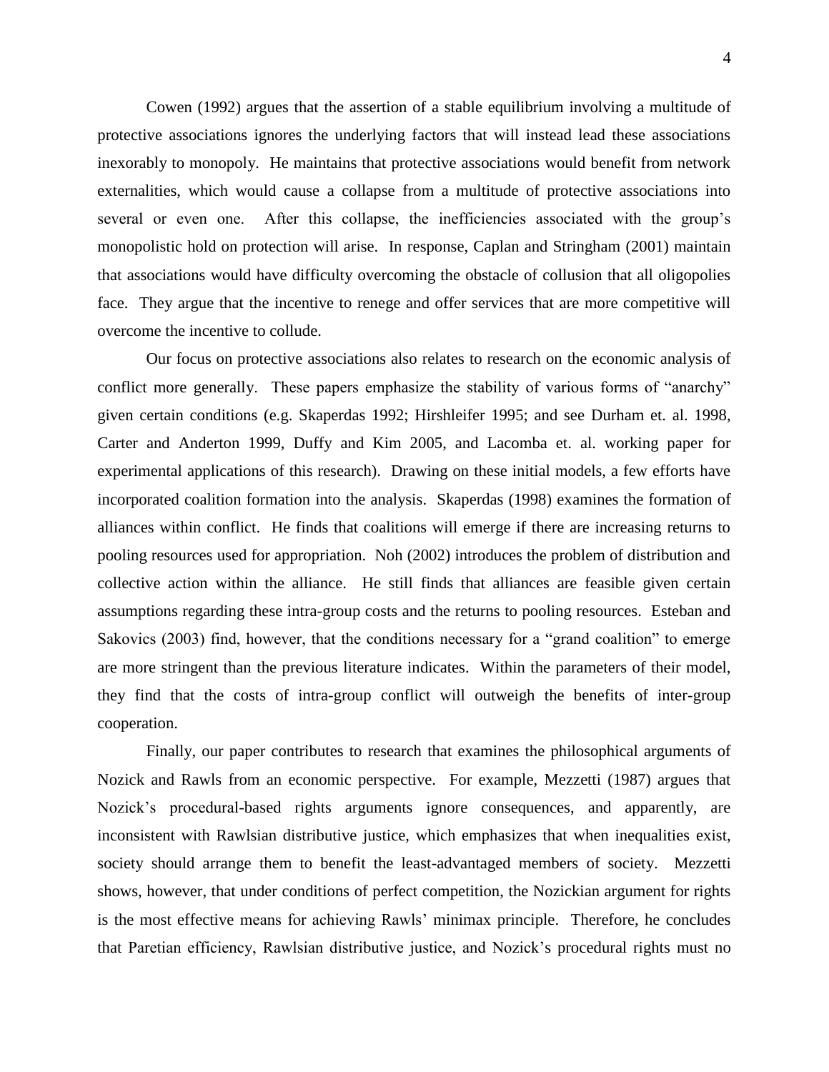Cowen (1992) argues that the assertion of a stable equilibrium involving a multitude of protective associations ignores the underlying factors that will instead lead these associations inexorably to monopoly. He maintains that protective associations would benefit from network externalities, which would cause a collapse from a multitude of protective associations into several or even one. After this collapse, the inefficiencies associated with the group's monopolistic hold on protection will arise. In response, Caplan and Stringham (2001) maintain that associations would have difficulty overcoming the obstacle of collusion that all oligopolies face. They argue that the incentive to renege and offer services that are more competitive will overcome the incentive to collude.

Our focus on protective associations also relates to research on the economic analysis of conflict more generally. These papers emphasize the stability of various forms of "anarchy" given certain conditions (e.g. Skaperdas 1992; Hirshleifer 1995; and see Durham et. al. 1998, Carter and Anderton 1999, Duffy and Kim 2005, and Lacomba et. al. working paper for experimental applications of this research). Drawing on these initial models, a few efforts have incorporated coalition formation into the analysis. Skaperdas (1998) examines the formation of alliances within conflict. He finds that coalitions will emerge if there are increasing returns to pooling resources used for appropriation. Noh (2002) introduces the problem of distribution and collective action within the alliance. He still finds that alliances are feasible given certain assumptions regarding these intra-group costs and the returns to pooling resources. Esteban and Sakovics (2003) find, however, that the conditions necessary for a "grand coalition" to emerge are more stringent than the previous literature indicates. Within the parameters of their model, they find that the costs of intra-group conflict will outweigh the benefits of inter-group cooperation.

Finally, our paper contributes to research that examines the philosophical arguments of Nozick and Rawls from an economic perspective. For example, Mezzetti (1987) argues that Nozick's procedural-based rights arguments ignore consequences, and apparently, are inconsistent with Rawlsian distributive justice, which emphasizes that when inequalities exist, society should arrange them to benefit the least-advantaged members of society. Mezzetti shows, however, that under conditions of perfect competition, the Nozickian argument for rights is the most effective means for achieving Rawls' minimax principle. Therefore, he concludes that Paretian efficiency, Rawlsian distributive justice, and Nozick's procedural rights must no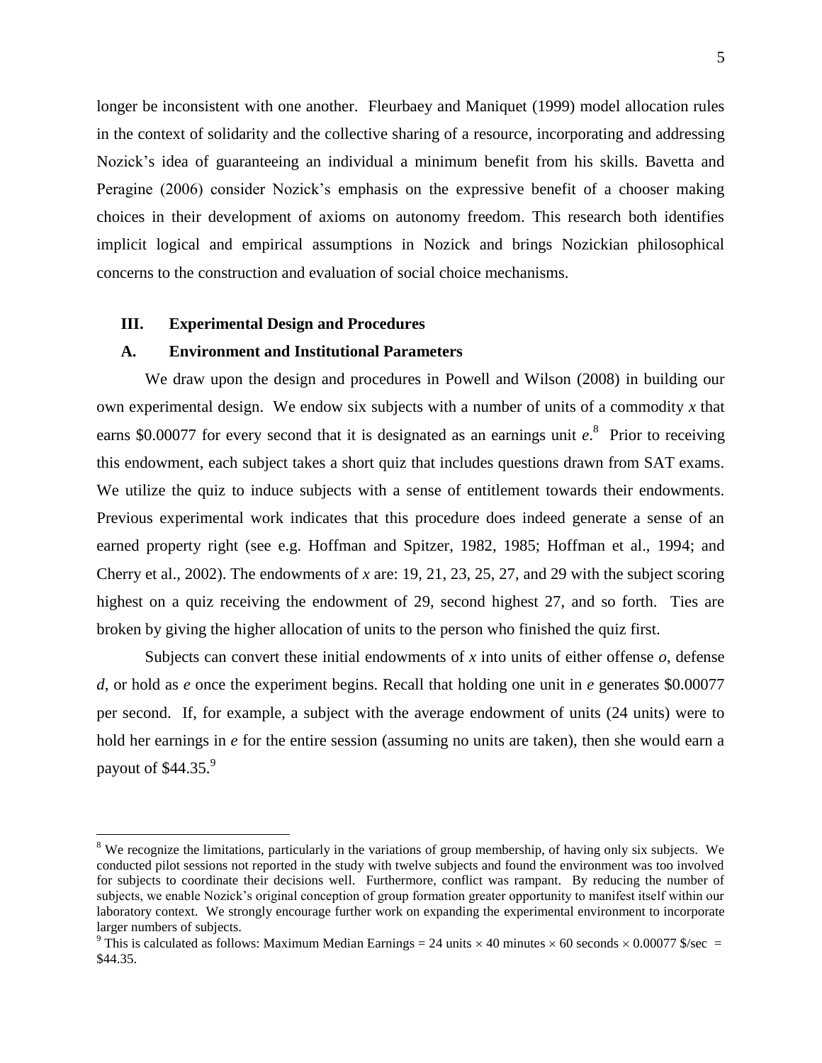longer be inconsistent with one another. Fleurbaey and Maniquet (1999) model allocation rules in the context of solidarity and the collective sharing of a resource, incorporating and addressing Nozick's idea of guaranteeing an individual a minimum benefit from his skills. Bavetta and Peragine (2006) consider Nozick's emphasis on the expressive benefit of a chooser making choices in their development of axioms on autonomy freedom. This research both identifies implicit logical and empirical assumptions in Nozick and brings Nozickian philosophical concerns to the construction and evaluation of social choice mechanisms.

## III. Experimental Design and Procedures

### A. Environment and Institutional Parameters

We draw upon the design and procedures in Powell and Wilson (2008) in building our own experimental design. We endow six subjects with a number of units of a commodity *x* that earns \$0.00077 for every second that it is designated as an earnings unit *e*.[8] Prior to receiving this endowment, each subject takes a short quiz that includes questions drawn from SAT exams. We utilize the quiz to induce subjects with a sense of entitlement towards their endowments. Previous experimental work indicates that this procedure does indeed generate a sense of an earned property right (see e.g. Hoffman and Spitzer, 1982, 1985; Hoffman et al., 1994; and Cherry et al., 2002). The endowments of *x* are: 19, 21, 23, 25, 27, and 29 with the subject scoring highest on a quiz receiving the endowment of 29, second highest 27, and so forth. Ties are broken by giving the higher allocation of units to the person who finished the quiz first.

Subjects can convert these initial endowments of *x* into units of either offense *o*, defense *d*, or hold as *e* once the experiment begins. Recall that holding one unit in *e* generates \$0.00077 per second. If, for example, a subject with the average endowment of units (24 units) were to hold her earnings in *e* for the entire session (assuming no units are taken), then she would earn a payout of \$44.35.[9]

---

[8] We recognize the limitations, particularly in the variations of group membership, of having only six subjects. We conducted pilot sessions not reported in the study with twelve subjects and found the environment was too involved for subjects to coordinate their decisions well. Furthermore, conflict was rampant. By reducing the number of subjects, we enable Nozick's original conception of group formation greater opportunity to manifest itself within our laboratory context. We strongly encourage further work on expanding the experimental environment to incorporate larger numbers of subjects.

[9] This is calculated as follows: Maximum Median Earnings = 24 units $\times$ 40 minutes $\times$ 60 seconds $\times$ 0.00077 \$/sec = \$44.35.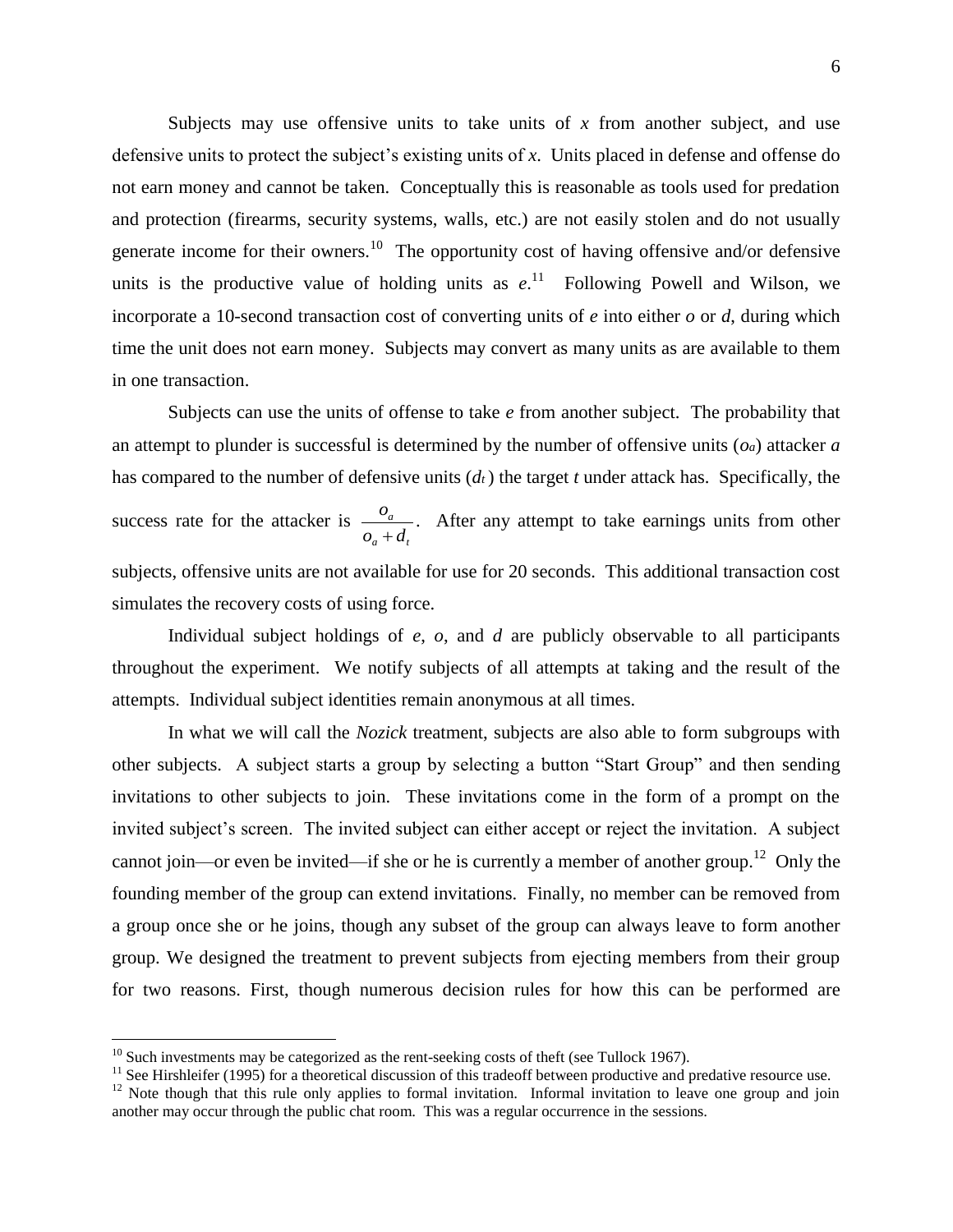Subjects may use offensive units to take units of $x$ from another subject, and use defensive units to protect the subject's existing units of $x$. Units placed in defense and offense do not earn money and cannot be taken. Conceptually this is reasonable as tools used for predation and protection (firearms, security systems, walls, etc.) are not easily stolen and do not usually generate income for their owners.[10] The opportunity cost of having offensive and/or defensive units is the productive value of holding units as $e$.[11] Following Powell and Wilson, we incorporate a 10-second transaction cost of converting units of $e$ into either $o$ or $d$, during which time the unit does not earn money. Subjects may convert as many units as are available to them in one transaction.

Subjects can use the units of offense to take $e$ from another subject. The probability that an attempt to plunder is successful is determined by the number of offensive units ($o_a$) attacker $a$ has compared to the number of defensive units ($d_t$) the target $t$ under attack has. Specifically, the success rate for the attacker is $\frac{o_a}{o_a + d_t}$. After any attempt to take earnings units from other subjects, offensive units are not available for use for 20 seconds. This additional transaction cost simulates the recovery costs of using force.

Individual subject holdings of $e$, $o$, and $d$ are publicly observable to all participants throughout the experiment. We notify subjects of all attempts at taking and the result of the attempts. Individual subject identities remain anonymous at all times.

In what we will call the *Nozick* treatment, subjects are also able to form subgroups with other subjects. A subject starts a group by selecting a button "Start Group" and then sending invitations to other subjects to join. These invitations come in the form of a prompt on the invited subject's screen. The invited subject can either accept or reject the invitation. A subject cannot join—or even be invited—if she or he is currently a member of another group.[12] Only the founding member of the group can extend invitations. Finally, no member can be removed from a group once she or he joins, though any subset of the group can always leave to form another group. We designed the treatment to prevent subjects from ejecting members from their group for two reasons. First, though numerous decision rules for how this can be performed are

---

[10] Such investments may be categorized as the rent-seeking costs of theft (see Tullock 1967).

[11] See Hirshleifer (1995) for a theoretical discussion of this tradeoff between productive and predative resource use.

[12] Note though that this rule only applies to formal invitation. Informal invitation to leave one group and join another may occur through the public chat room. This was a regular occurrence in the sessions.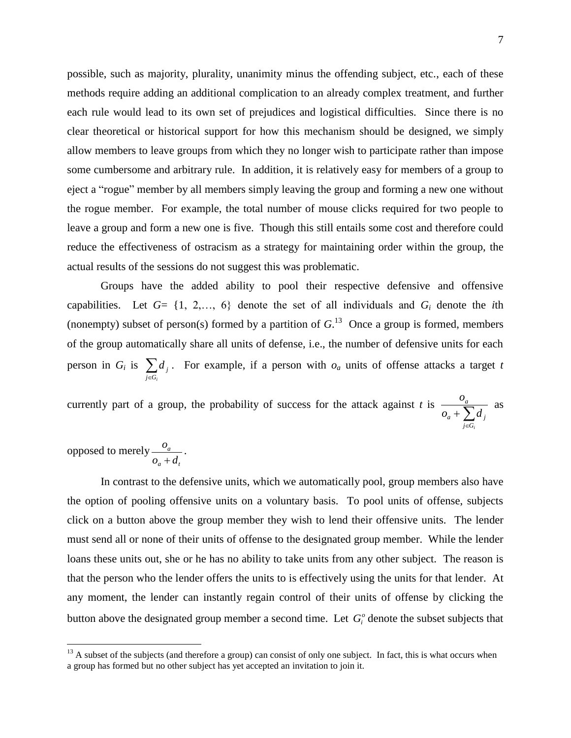possible, such as majority, plurality, unanimity minus the offending subject, etc., each of these methods require adding an additional complication to an already complex treatment, and further each rule would lead to its own set of prejudices and logistical difficulties. Since there is no clear theoretical or historical support for how this mechanism should be designed, we simply allow members to leave groups from which they no longer wish to participate rather than impose some cumbersome and arbitrary rule. In addition, it is relatively easy for members of a group to eject a "rogue" member by all members simply leaving the group and forming a new one without the rogue member. For example, the total number of mouse clicks required for two people to leave a group and form a new one is five. Though this still entails some cost and therefore could reduce the effectiveness of ostracism as a strategy for maintaining order within the group, the actual results of the sessions do not suggest this was problematic.

Groups have the added ability to pool their respective defensive and offensive capabilities. Let $G = \{1, 2, \ldots, 6\}$ denote the set of all individuals and $G_i$ denote the *i*th (nonempty) subset of person(s) formed by a partition of $G$.[13] Once a group is formed, members of the group automatically share all units of defense, i.e., the number of defensive units for each person in $G_i$ is $\sum_{j \in G_i} d_j$. For example, if a person with $o_a$ units of offense attacks a target $t$ currently part of a group, the probability of success for the attack against $t$ is $\dfrac{o_a}{o_a + \sum_{j \in G_i} d_j}$ as opposed to merely $\dfrac{o_a}{o_a + d_t}$.

In contrast to the defensive units, which we automatically pool, group members also have the option of pooling offensive units on a voluntary basis. To pool units of offense, subjects click on a button above the group member they wish to lend their offensive units. The lender must send all or none of their units of offense to the designated group member. While the lender loans these units out, she or he has no ability to take units from any other subject. The reason is that the person who the lender offers the units to is effectively using the units for that lender. At any moment, the lender can instantly regain control of their units of offense by clicking the button above the designated group member a second time. Let $G_i^o$ denote the subset subjects that

[13] A subset of the subjects (and therefore a group) can consist of only one subject. In fact, this is what occurs when a group has formed but no other subject has yet accepted an invitation to join it.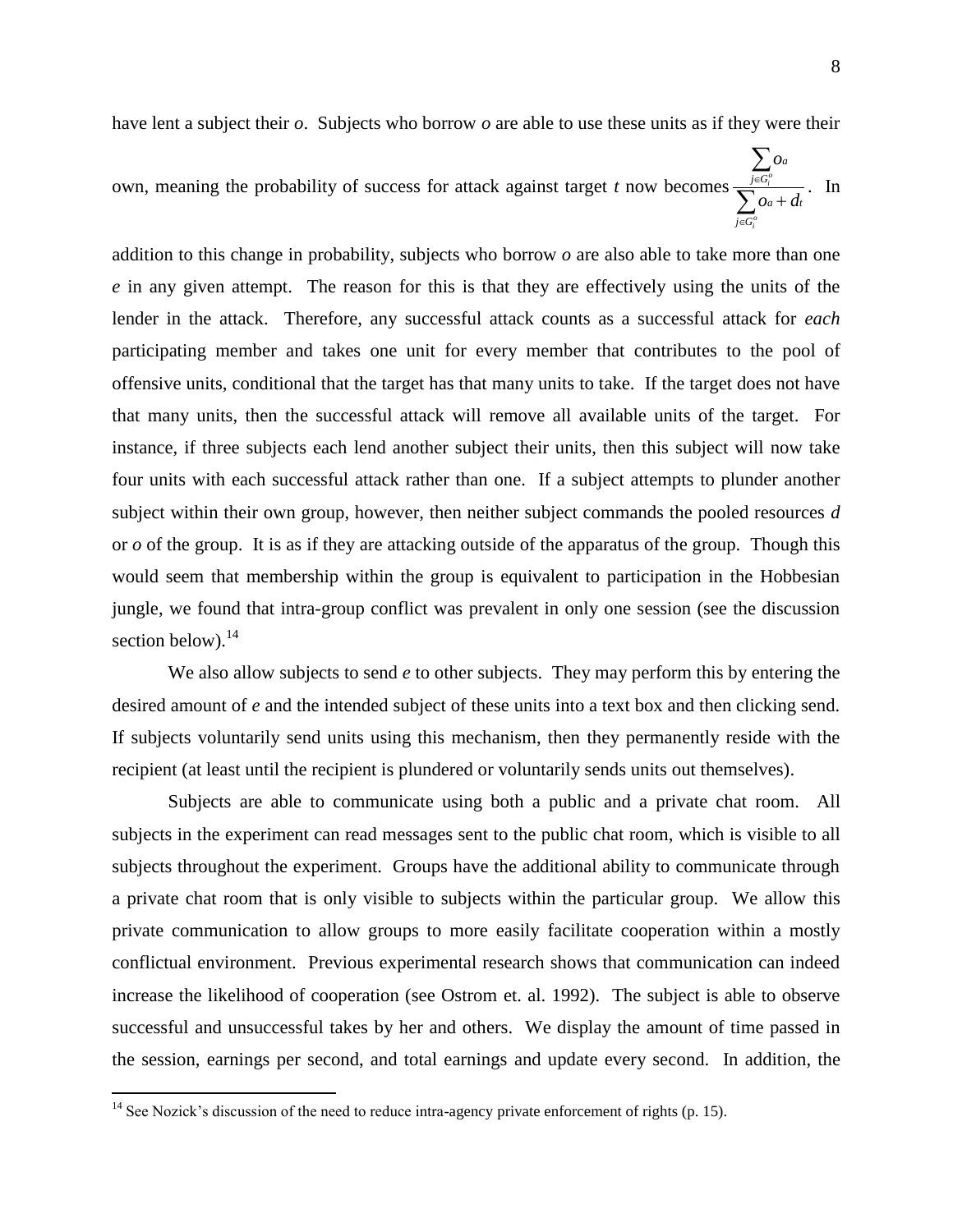have lent a subject their *o*. Subjects who borrow *o* are able to use these units as if they were their own, meaning the probability of success for attack against target *t* now becomes $\frac{\sum_{j \in G_i^o} o_a}{\sum_{j \in G_i^o} o_a + d_t}$. In addition to this change in probability, subjects who borrow *o* are also able to take more than one *e* in any given attempt. The reason for this is that they are effectively using the units of the lender in the attack. Therefore, any successful attack counts as a successful attack for *each* participating member and takes one unit for every member that contributes to the pool of offensive units, conditional that the target has that many units to take. If the target does not have that many units, then the successful attack will remove all available units of the target. For instance, if three subjects each lend another subject their units, then this subject will now take four units with each successful attack rather than one. If a subject attempts to plunder another subject within their own group, however, then neither subject commands the pooled resources *d* or *o* of the group. It is as if they are attacking outside of the apparatus of the group. Though this would seem that membership within the group is equivalent to participation in the Hobbesian jungle, we found that intra-group conflict was prevalent in only one session (see the discussion section below).[14]

We also allow subjects to send *e* to other subjects. They may perform this by entering the desired amount of *e* and the intended subject of these units into a text box and then clicking send. If subjects voluntarily send units using this mechanism, then they permanently reside with the recipient (at least until the recipient is plundered or voluntarily sends units out themselves).

Subjects are able to communicate using both a public and a private chat room. All subjects in the experiment can read messages sent to the public chat room, which is visible to all subjects throughout the experiment. Groups have the additional ability to communicate through a private chat room that is only visible to subjects within the particular group. We allow this private communication to allow groups to more easily facilitate cooperation within a mostly conflictual environment. Previous experimental research shows that communication can indeed increase the likelihood of cooperation (see Ostrom et. al. 1992). The subject is able to observe successful and unsuccessful takes by her and others. We display the amount of time passed in the session, earnings per second, and total earnings and update every second. In addition, the

[14] See Nozick's discussion of the need to reduce intra-agency private enforcement of rights (p. 15).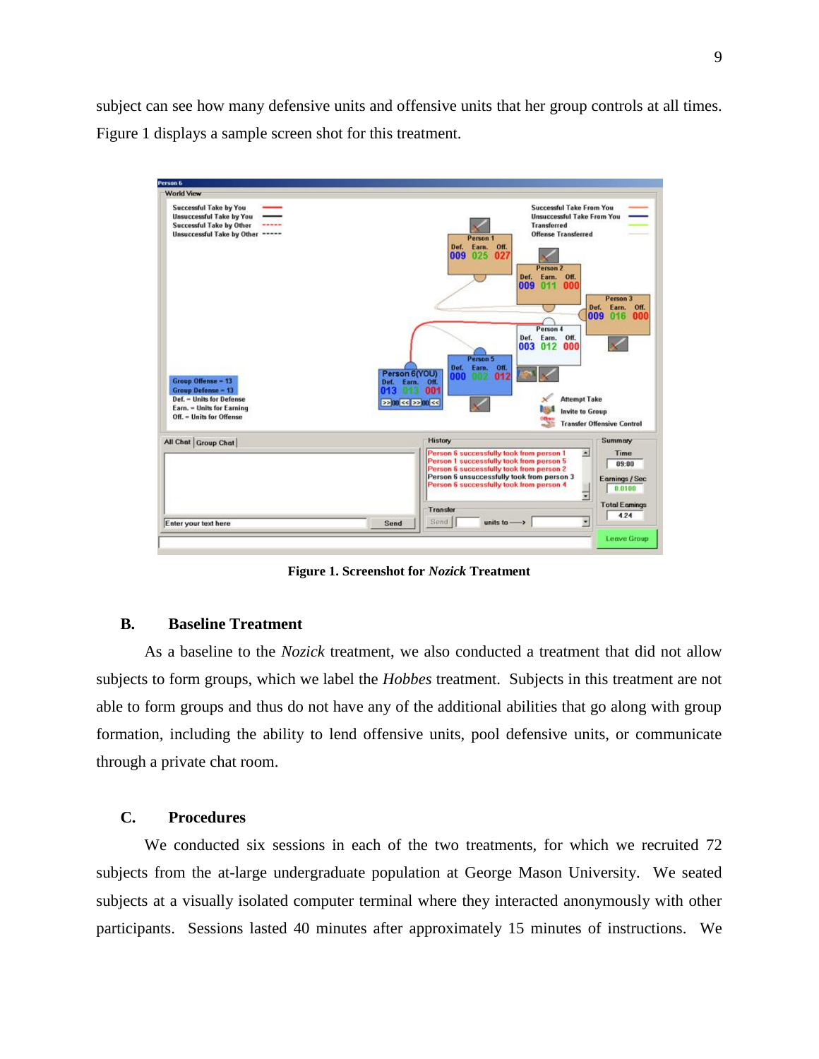subject can see how many defensive units and offensive units that her group controls at all times. Figure 1 displays a sample screen shot for this treatment.

**Figure 1. Screenshot for *Nozick* Treatment**

### B. Baseline Treatment

As a baseline to the *Nozick* treatment, we also conducted a treatment that did not allow subjects to form groups, which we label the *Hobbes* treatment. Subjects in this treatment are not able to form groups and thus do not have any of the additional abilities that go along with group formation, including the ability to lend offensive units, pool defensive units, or communicate through a private chat room.

### C. Procedures

We conducted six sessions in each of the two treatments, for which we recruited 72 subjects from the at-large undergraduate population at George Mason University. We seated subjects at a visually isolated computer terminal where they interacted anonymously with other participants. Sessions lasted 40 minutes after approximately 15 minutes of instructions. We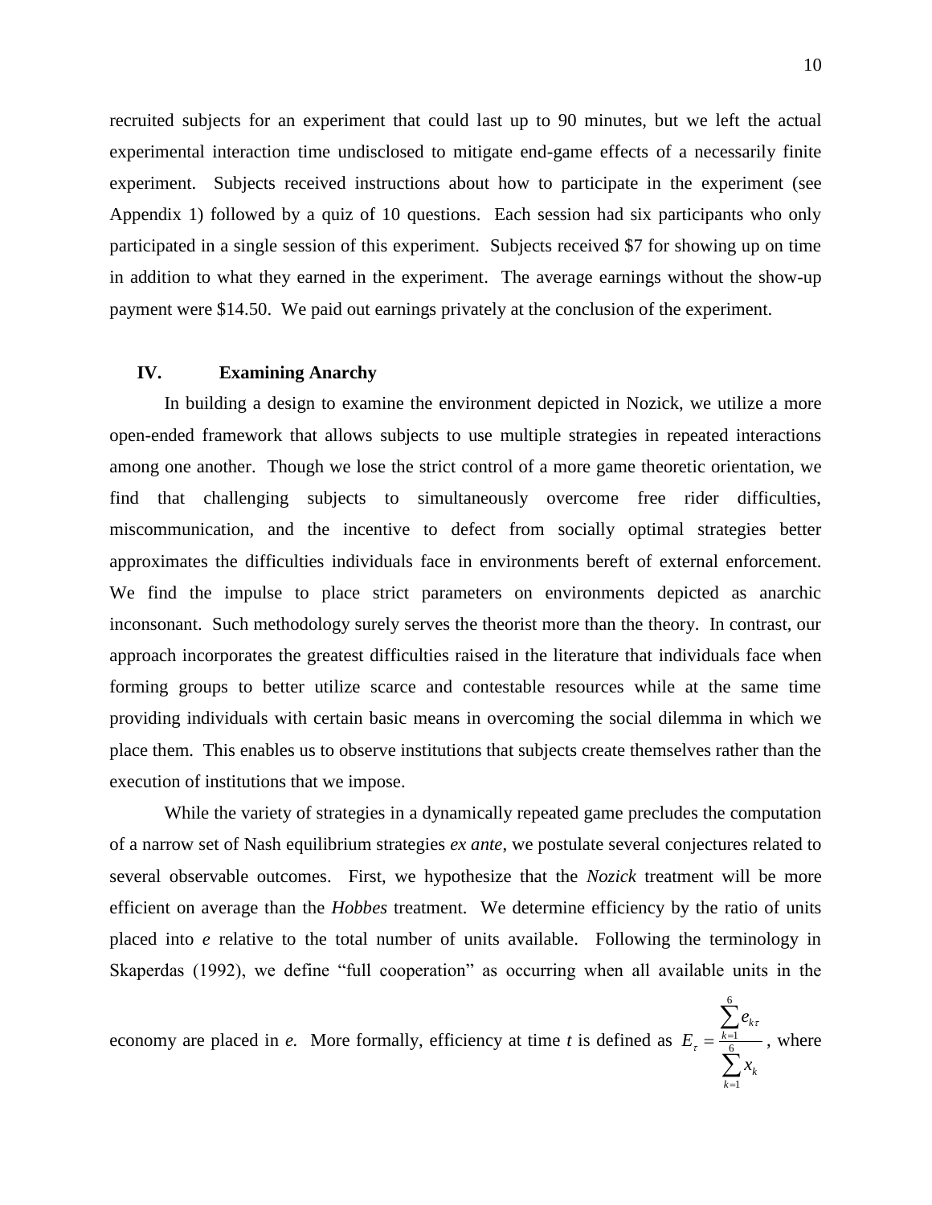recruited subjects for an experiment that could last up to 90 minutes, but we left the actual experimental interaction time undisclosed to mitigate end-game effects of a necessarily finite experiment. Subjects received instructions about how to participate in the experiment (see Appendix 1) followed by a quiz of 10 questions. Each session had six participants who only participated in a single session of this experiment. Subjects received $7 for showing up on time in addition to what they earned in the experiment. The average earnings without the show-up payment were $14.50. We paid out earnings privately at the conclusion of the experiment.

## IV. Examining Anarchy

In building a design to examine the environment depicted in Nozick, we utilize a more open-ended framework that allows subjects to use multiple strategies in repeated interactions among one another. Though we lose the strict control of a more game theoretic orientation, we find that challenging subjects to simultaneously overcome free rider difficulties, miscommunication, and the incentive to defect from socially optimal strategies better approximates the difficulties individuals face in environments bereft of external enforcement. We find the impulse to place strict parameters on environments depicted as anarchic inconsonant. Such methodology surely serves the theorist more than the theory. In contrast, our approach incorporates the greatest difficulties raised in the literature that individuals face when forming groups to better utilize scarce and contestable resources while at the same time providing individuals with certain basic means in overcoming the social dilemma in which we place them. This enables us to observe institutions that subjects create themselves rather than the execution of institutions that we impose.

While the variety of strategies in a dynamically repeated game precludes the computation of a narrow set of Nash equilibrium strategies *ex ante*, we postulate several conjectures related to several observable outcomes. First, we hypothesize that the *Nozick* treatment will be more efficient on average than the *Hobbes* treatment. We determine efficiency by the ratio of units placed into *e* relative to the total number of units available. Following the terminology in Skaperdas (1992), we define "full cooperation" as occurring when all available units in the economy are placed in *e.* More formally, efficiency at time *t* is defined as $E_{\tau} = \frac{\sum_{k=1}^{6} e_{k\tau}}{\sum_{k=1}^{6} x_k}$, where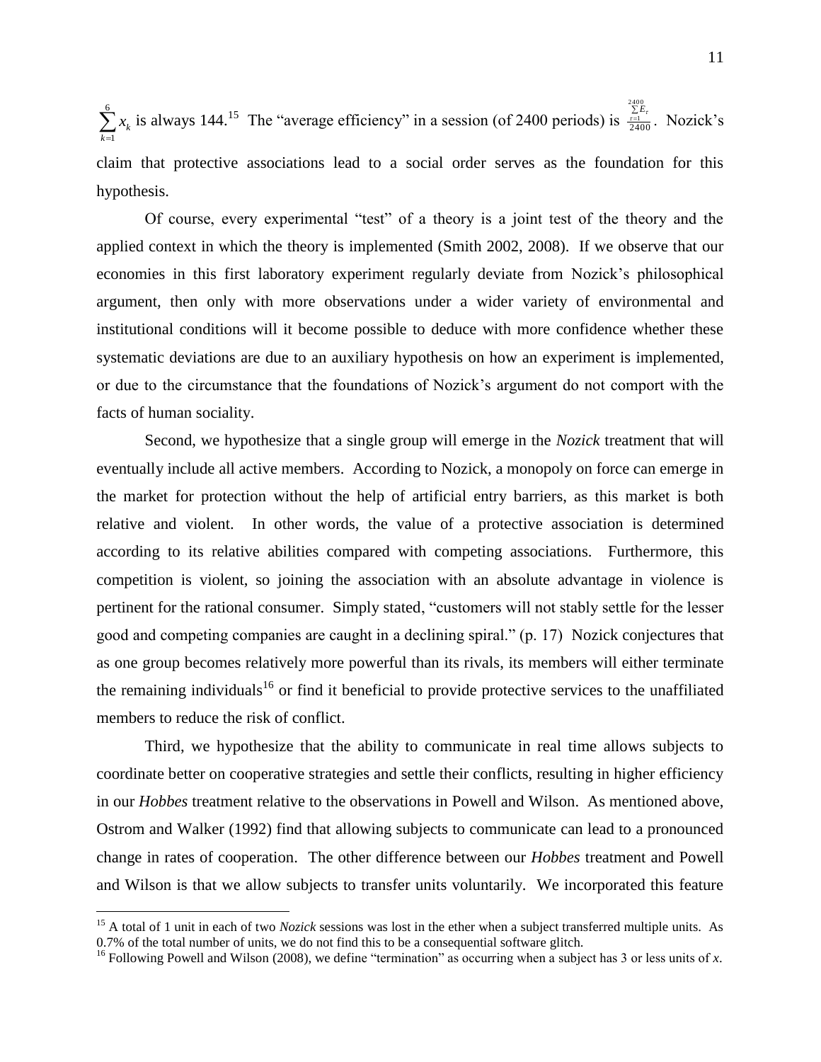$\sum_{k=1}^{6} x_k$ is always 144.[15] The "average efficiency" in a session (of 2400 periods) is $\frac{\sum_{t=1}^{2400} E_t}{2400}$. Nozick's claim that protective associations lead to a social order serves as the foundation for this hypothesis.

Of course, every experimental "test" of a theory is a joint test of the theory and the applied context in which the theory is implemented (Smith 2002, 2008). If we observe that our economies in this first laboratory experiment regularly deviate from Nozick's philosophical argument, then only with more observations under a wider variety of environmental and institutional conditions will it become possible to deduce with more confidence whether these systematic deviations are due to an auxiliary hypothesis on how an experiment is implemented, or due to the circumstance that the foundations of Nozick's argument do not comport with the facts of human sociality.

Second, we hypothesize that a single group will emerge in the *Nozick* treatment that will eventually include all active members. According to Nozick, a monopoly on force can emerge in the market for protection without the help of artificial entry barriers, as this market is both relative and violent. In other words, the value of a protective association is determined according to its relative abilities compared with competing associations. Furthermore, this competition is violent, so joining the association with an absolute advantage in violence is pertinent for the rational consumer. Simply stated, "customers will not stably settle for the lesser good and competing companies are caught in a declining spiral." (p. 17) Nozick conjectures that as one group becomes relatively more powerful than its rivals, its members will either terminate the remaining individuals[16] or find it beneficial to provide protective services to the unaffiliated members to reduce the risk of conflict.

Third, we hypothesize that the ability to communicate in real time allows subjects to coordinate better on cooperative strategies and settle their conflicts, resulting in higher efficiency in our *Hobbes* treatment relative to the observations in Powell and Wilson. As mentioned above, Ostrom and Walker (1992) find that allowing subjects to communicate can lead to a pronounced change in rates of cooperation. The other difference between our *Hobbes* treatment and Powell and Wilson is that we allow subjects to transfer units voluntarily. We incorporated this feature

---

[15] A total of 1 unit in each of two *Nozick* sessions was lost in the ether when a subject transferred multiple units. As 0.7% of the total number of units, we do not find this to be a consequential software glitch.

[16] Following Powell and Wilson (2008), we define "termination" as occurring when a subject has 3 or less units of $x$.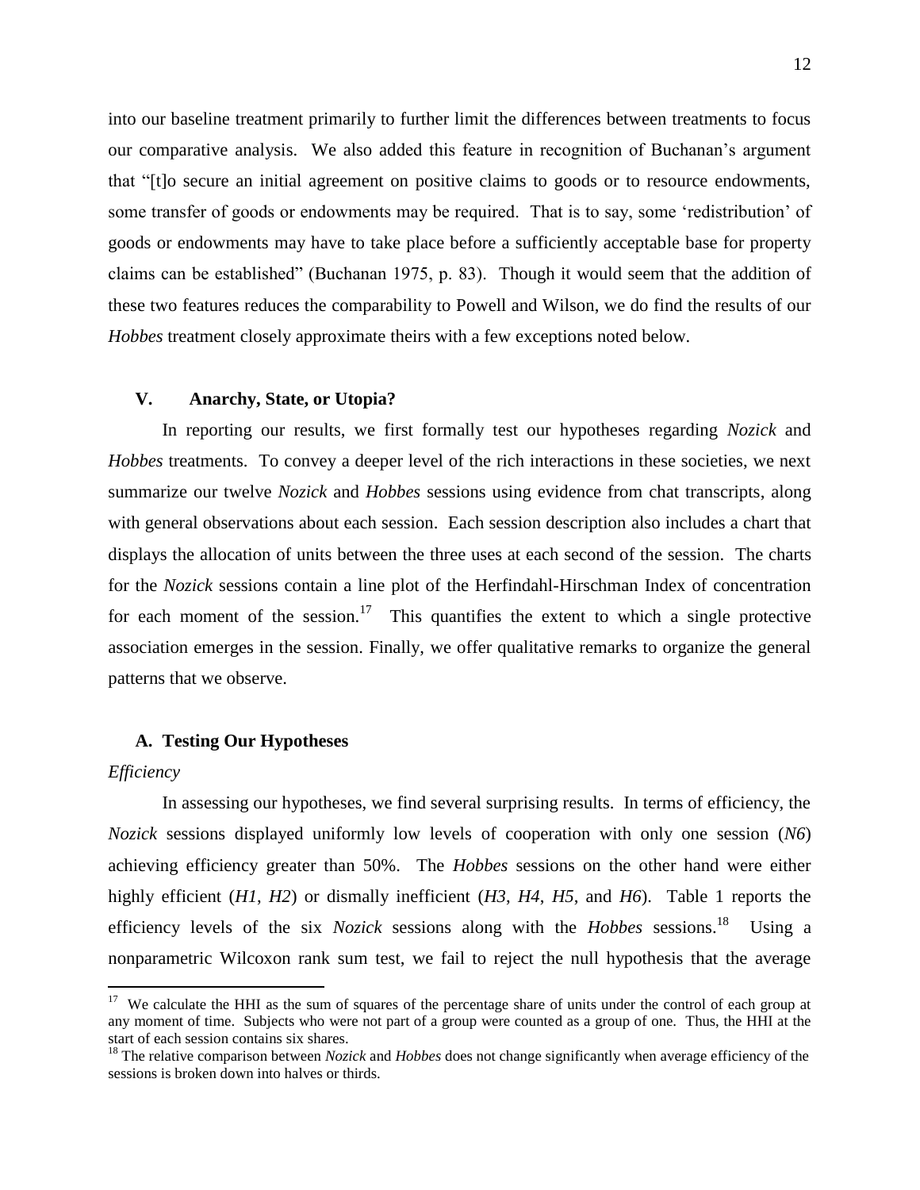into our baseline treatment primarily to further limit the differences between treatments to focus our comparative analysis. We also added this feature in recognition of Buchanan's argument that "[t]o secure an initial agreement on positive claims to goods or to resource endowments, some transfer of goods or endowments may be required. That is to say, some 'redistribution' of goods or endowments may have to take place before a sufficiently acceptable base for property claims can be established" (Buchanan 1975, p. 83). Though it would seem that the addition of these two features reduces the comparability to Powell and Wilson, we do find the results of our *Hobbes* treatment closely approximate theirs with a few exceptions noted below.

## V. Anarchy, State, or Utopia?

In reporting our results, we first formally test our hypotheses regarding *Nozick* and *Hobbes* treatments. To convey a deeper level of the rich interactions in these societies, we next summarize our twelve *Nozick* and *Hobbes* sessions using evidence from chat transcripts, along with general observations about each session. Each session description also includes a chart that displays the allocation of units between the three uses at each second of the session. The charts for the *Nozick* sessions contain a line plot of the Herfindahl-Hirschman Index of concentration for each moment of the session.[17] This quantifies the extent to which a single protective association emerges in the session. Finally, we offer qualitative remarks to organize the general patterns that we observe.

### A. Testing Our Hypotheses

*Efficiency*

In assessing our hypotheses, we find several surprising results. In terms of efficiency, the *Nozick* sessions displayed uniformly low levels of cooperation with only one session (*N6*) achieving efficiency greater than 50%. The *Hobbes* sessions on the other hand were either highly efficient (*H1*, *H2*) or dismally inefficient (*H3*, *H4*, *H5*, and *H6*). Table 1 reports the efficiency levels of the six *Nozick* sessions along with the *Hobbes* sessions.[18] Using a nonparametric Wilcoxon rank sum test, we fail to reject the null hypothesis that the average

---

[17] We calculate the HHI as the sum of squares of the percentage share of units under the control of each group at any moment of time. Subjects who were not part of a group were counted as a group of one. Thus, the HHI at the start of each session contains six shares.

[18] The relative comparison between *Nozick* and *Hobbes* does not change significantly when average efficiency of the sessions is broken down into halves or thirds.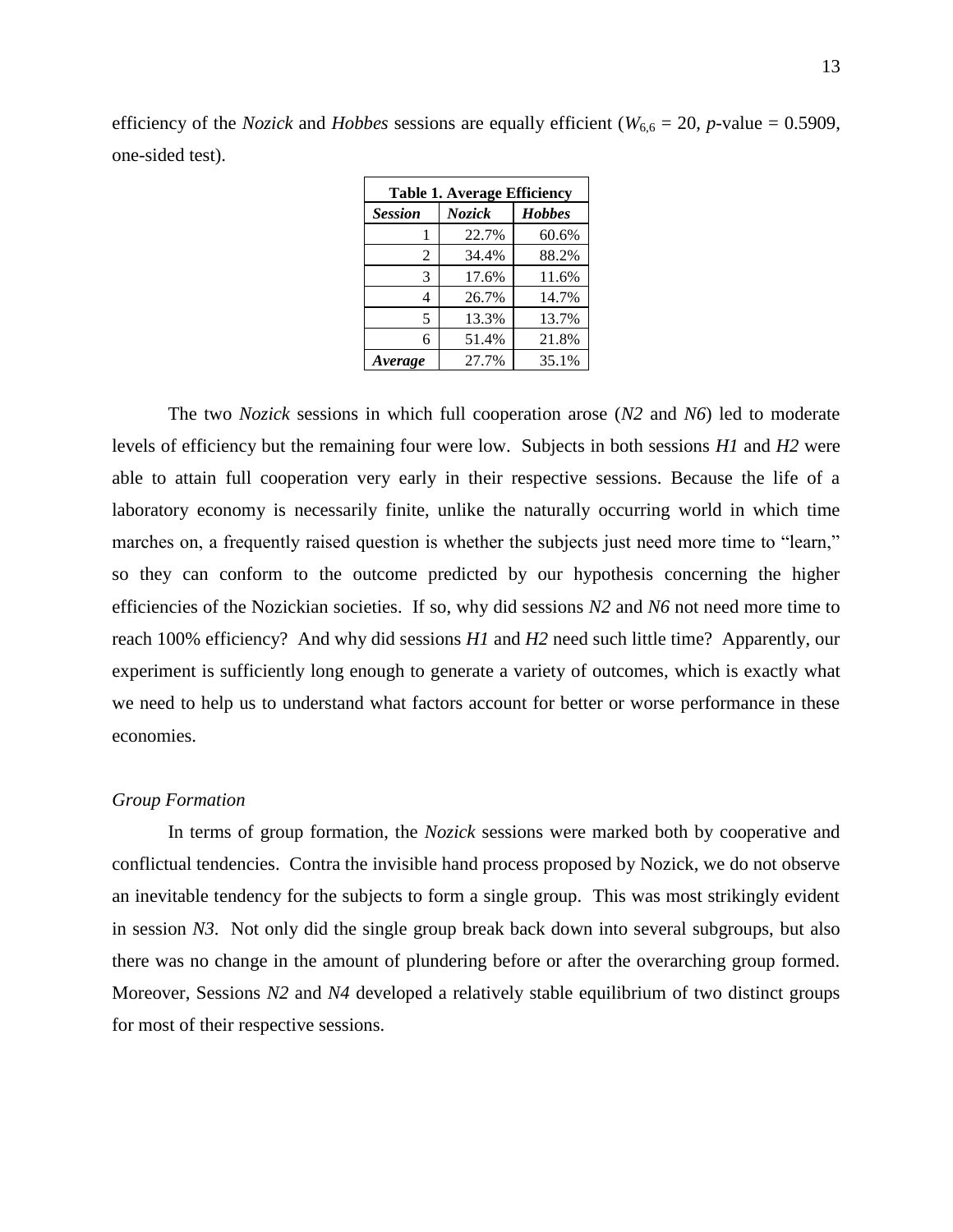efficiency of the *Nozick* and *Hobbes* sessions are equally efficient ($W_{6,6} = 20$, *p*-value = 0.5909, one-sided test).

| **Table 1. Average Efficiency** | | |
|---|---|---|
| ***Session*** | ***Nozick*** | ***Hobbes*** |
| 1 | 22.7% | 60.6% |
| 2 | 34.4% | 88.2% |
| 3 | 17.6% | 11.6% |
| 4 | 26.7% | 14.7% |
| 5 | 13.3% | 13.7% |
| 6 | 51.4% | 21.8% |
| ***Average*** | 27.7% | 35.1% |

The two *Nozick* sessions in which full cooperation arose (*N2* and *N6*) led to moderate levels of efficiency but the remaining four were low. Subjects in both sessions *H1* and *H2* were able to attain full cooperation very early in their respective sessions. Because the life of a laboratory economy is necessarily finite, unlike the naturally occurring world in which time marches on, a frequently raised question is whether the subjects just need more time to "learn," so they can conform to the outcome predicted by our hypothesis concerning the higher efficiencies of the Nozickian societies. If so, why did sessions *N2* and *N6* not need more time to reach 100% efficiency? And why did sessions *H1* and *H2* need such little time? Apparently, our experiment is sufficiently long enough to generate a variety of outcomes, which is exactly what we need to help us to understand what factors account for better or worse performance in these economies.

*Group Formation*

In terms of group formation, the *Nozick* sessions were marked both by cooperative and conflictual tendencies. Contra the invisible hand process proposed by Nozick, we do not observe an inevitable tendency for the subjects to form a single group. This was most strikingly evident in session *N3*. Not only did the single group break back down into several subgroups, but also there was no change in the amount of plundering before or after the overarching group formed. Moreover, Sessions *N2* and *N4* developed a relatively stable equilibrium of two distinct groups for most of their respective sessions.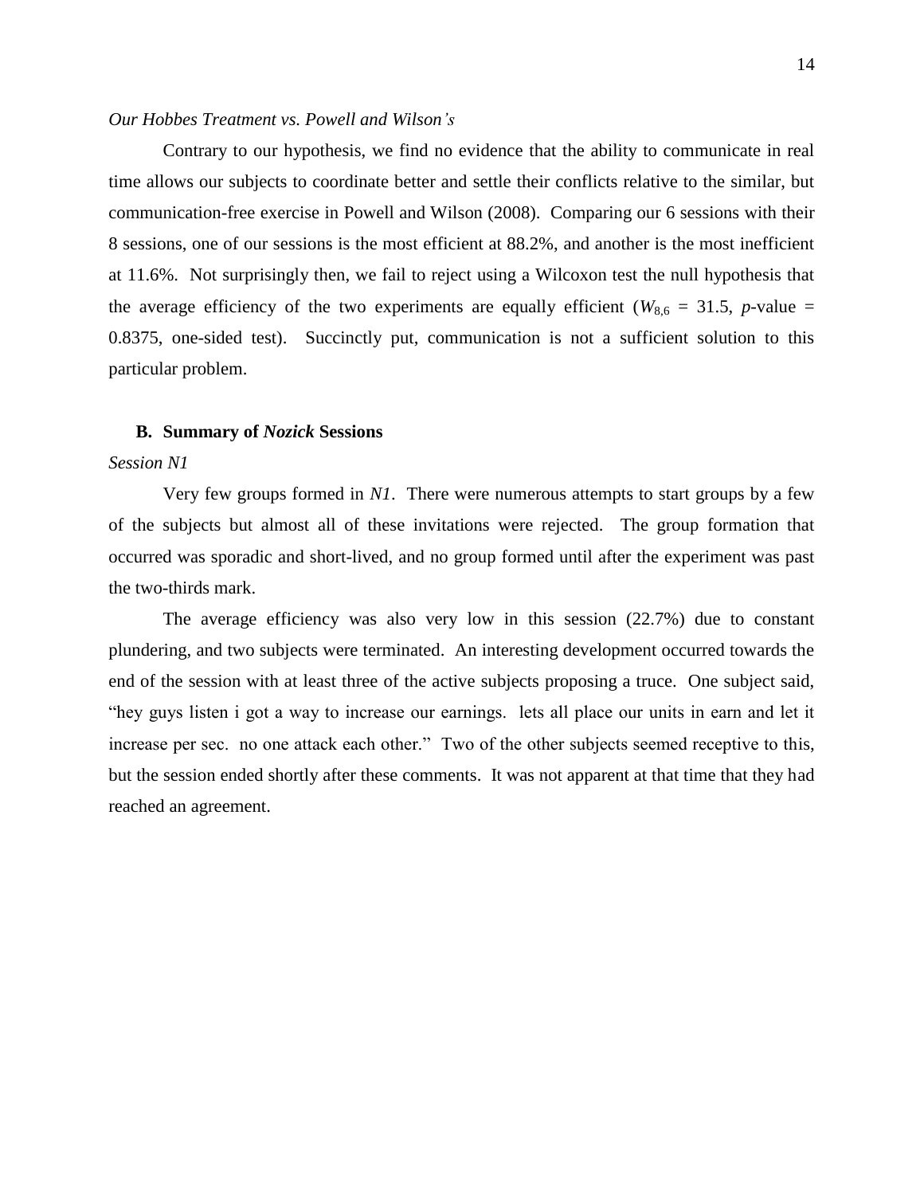*Our Hobbes Treatment vs. Powell and Wilson's*

Contrary to our hypothesis, we find no evidence that the ability to communicate in real time allows our subjects to coordinate better and settle their conflicts relative to the similar, but communication-free exercise in Powell and Wilson (2008). Comparing our 6 sessions with their 8 sessions, one of our sessions is the most efficient at 88.2%, and another is the most inefficient at 11.6%. Not surprisingly then, we fail to reject using a Wilcoxon test the null hypothesis that the average efficiency of the two experiments are equally efficient ($W_{8,6}$ = 31.5, *p*-value = 0.8375, one-sided test). Succinctly put, communication is not a sufficient solution to this particular problem.

### B. Summary of *Nozick* Sessions

*Session N1*

Very few groups formed in *N1*. There were numerous attempts to start groups by a few of the subjects but almost all of these invitations were rejected. The group formation that occurred was sporadic and short-lived, and no group formed until after the experiment was past the two-thirds mark.

The average efficiency was also very low in this session (22.7%) due to constant plundering, and two subjects were terminated. An interesting development occurred towards the end of the session with at least three of the active subjects proposing a truce. One subject said, "hey guys listen i got a way to increase our earnings. lets all place our units in earn and let it increase per sec. no one attack each other." Two of the other subjects seemed receptive to this, but the session ended shortly after these comments. It was not apparent at that time that they had reached an agreement.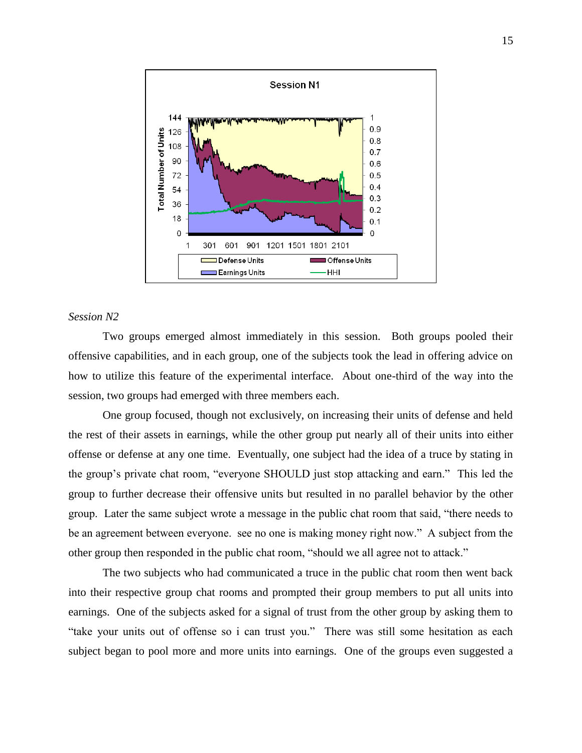*Session N2*

Two groups emerged almost immediately in this session. Both groups pooled their offensive capabilities, and in each group, one of the subjects took the lead in offering advice on how to utilize this feature of the experimental interface. About one-third of the way into the session, two groups had emerged with three members each.

One group focused, though not exclusively, on increasing their units of defense and held the rest of their assets in earnings, while the other group put nearly all of their units into either offense or defense at any one time. Eventually, one subject had the idea of a truce by stating in the group's private chat room, "everyone SHOULD just stop attacking and earn." This led the group to further decrease their offensive units but resulted in no parallel behavior by the other group. Later the same subject wrote a message in the public chat room that said, "there needs to be an agreement between everyone. see no one is making money right now." A subject from the other group then responded in the public chat room, "should we all agree not to attack."

The two subjects who had communicated a truce in the public chat room then went back into their respective group chat rooms and prompted their group members to put all units into earnings. One of the subjects asked for a signal of trust from the other group by asking them to "take your units out of offense so i can trust you." There was still some hesitation as each subject began to pool more and more units into earnings. One of the groups even suggested a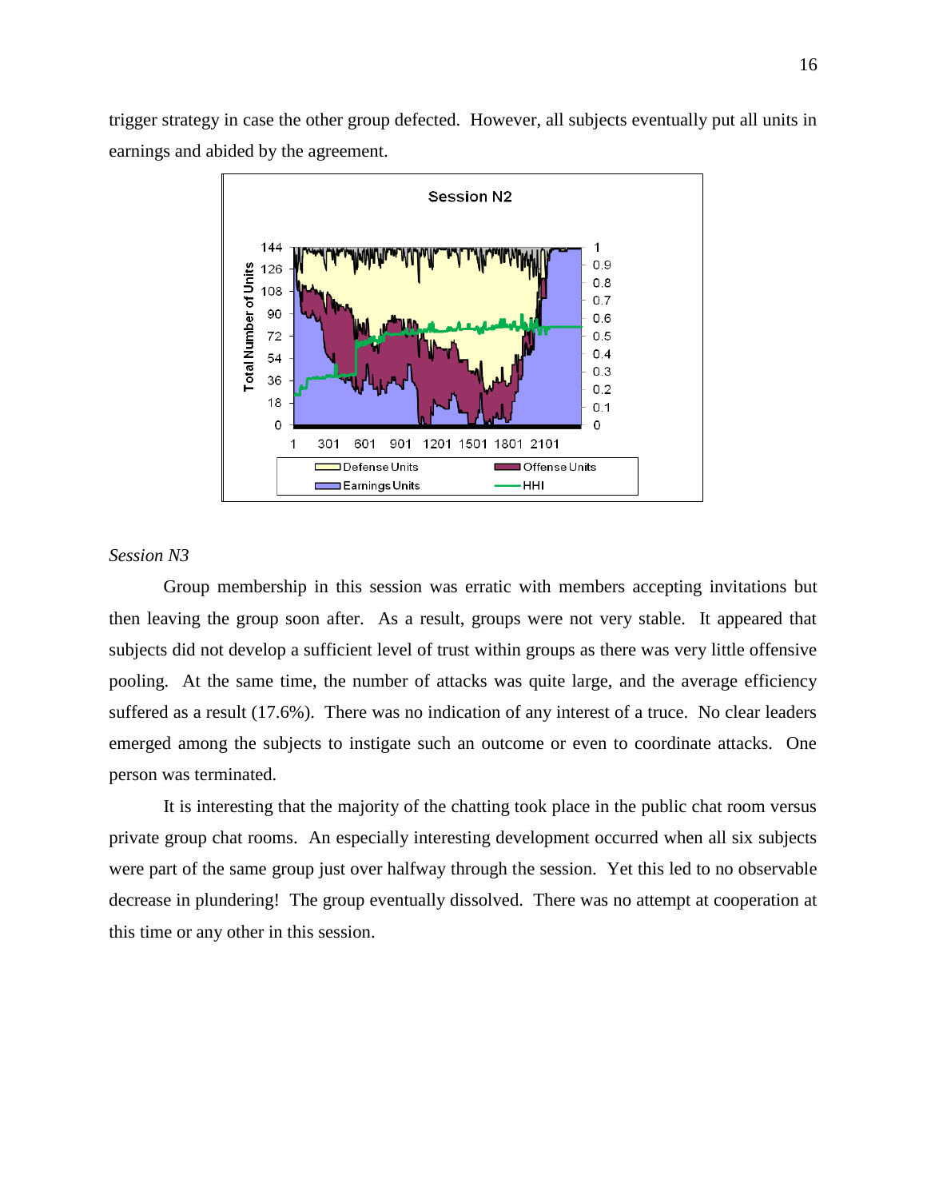trigger strategy in case the other group defected. However, all subjects eventually put all units in earnings and abided by the agreement.

*Session N3*

Group membership in this session was erratic with members accepting invitations but then leaving the group soon after. As a result, groups were not very stable. It appeared that subjects did not develop a sufficient level of trust within groups as there was very little offensive pooling. At the same time, the number of attacks was quite large, and the average efficiency suffered as a result (17.6%). There was no indication of any interest of a truce. No clear leaders emerged among the subjects to instigate such an outcome or even to coordinate attacks. One person was terminated.

It is interesting that the majority of the chatting took place in the public chat room versus private group chat rooms. An especially interesting development occurred when all six subjects were part of the same group just over halfway through the session. Yet this led to no observable decrease in plundering! The group eventually dissolved. There was no attempt at cooperation at this time or any other in this session.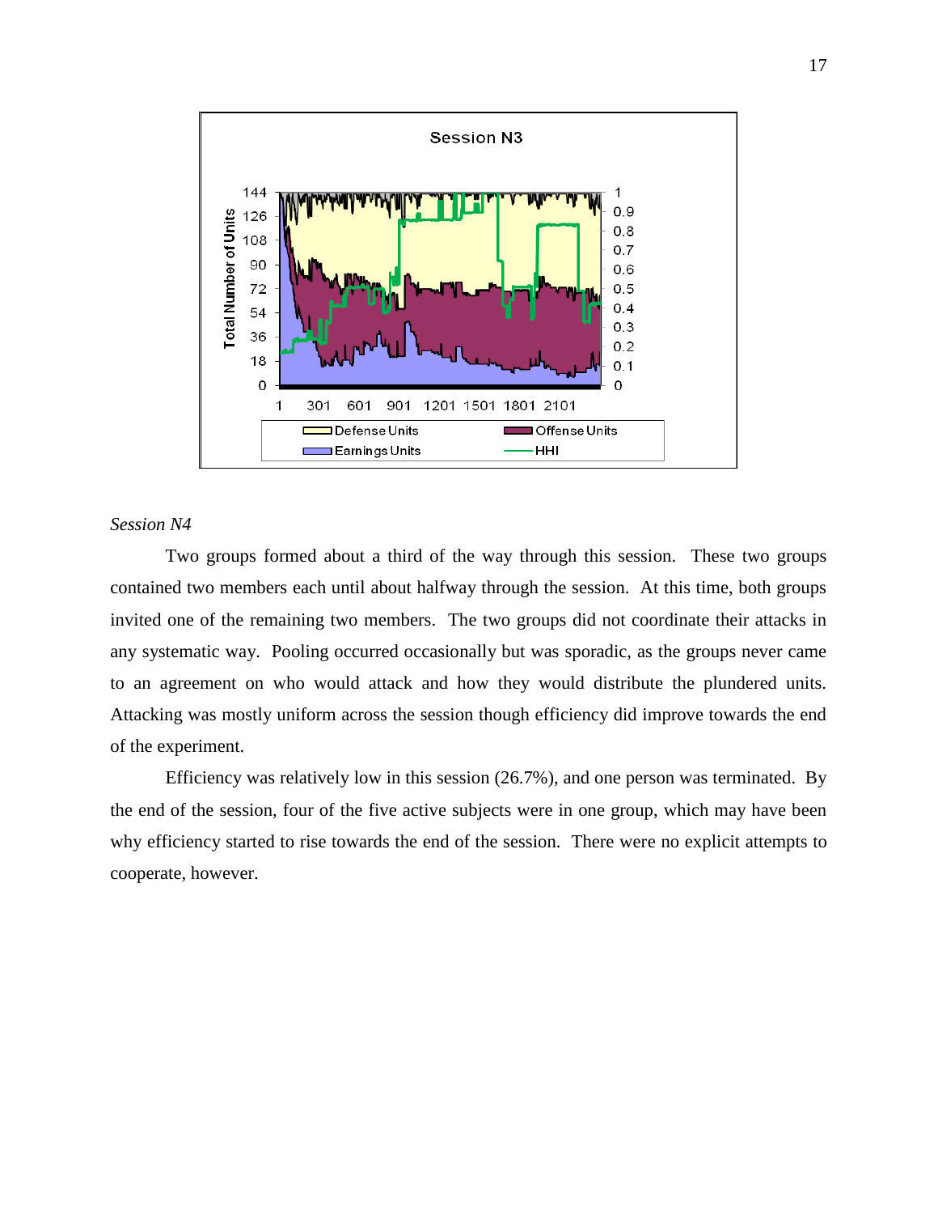*Session N4*

Two groups formed about a third of the way through this session. These two groups contained two members each until about halfway through the session. At this time, both groups invited one of the remaining two members. The two groups did not coordinate their attacks in any systematic way. Pooling occurred occasionally but was sporadic, as the groups never came to an agreement on who would attack and how they would distribute the plundered units. Attacking was mostly uniform across the session though efficiency did improve towards the end of the experiment.

Efficiency was relatively low in this session (26.7%), and one person was terminated. By the end of the session, four of the five active subjects were in one group, which may have been why efficiency started to rise towards the end of the session. There were no explicit attempts to cooperate, however.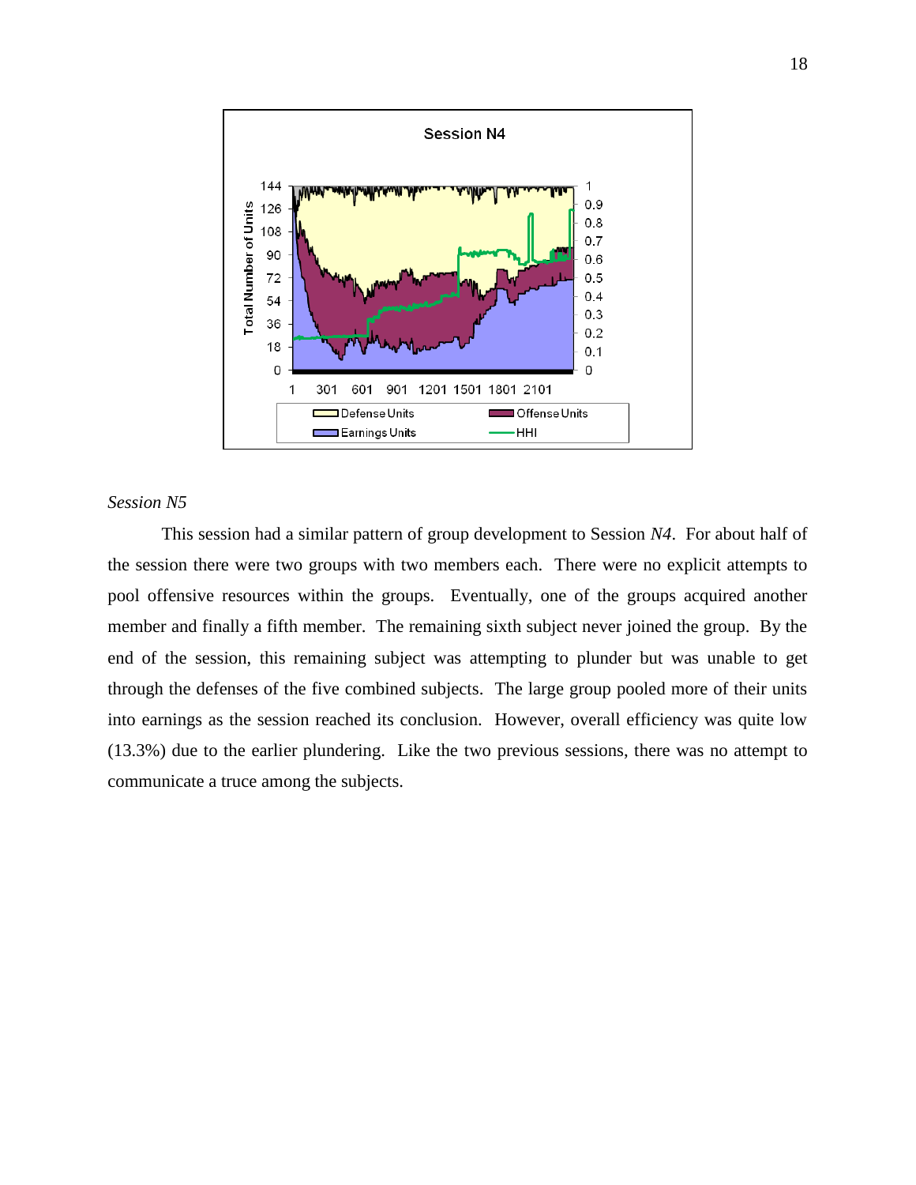*Session N5*

This session had a similar pattern of group development to Session *N4*. For about half of the session there were two groups with two members each. There were no explicit attempts to pool offensive resources within the groups. Eventually, one of the groups acquired another member and finally a fifth member. The remaining sixth subject never joined the group. By the end of the session, this remaining subject was attempting to plunder but was unable to get through the defenses of the five combined subjects. The large group pooled more of their units into earnings as the session reached its conclusion. However, overall efficiency was quite low (13.3%) due to the earlier plundering. Like the two previous sessions, there was no attempt to communicate a truce among the subjects.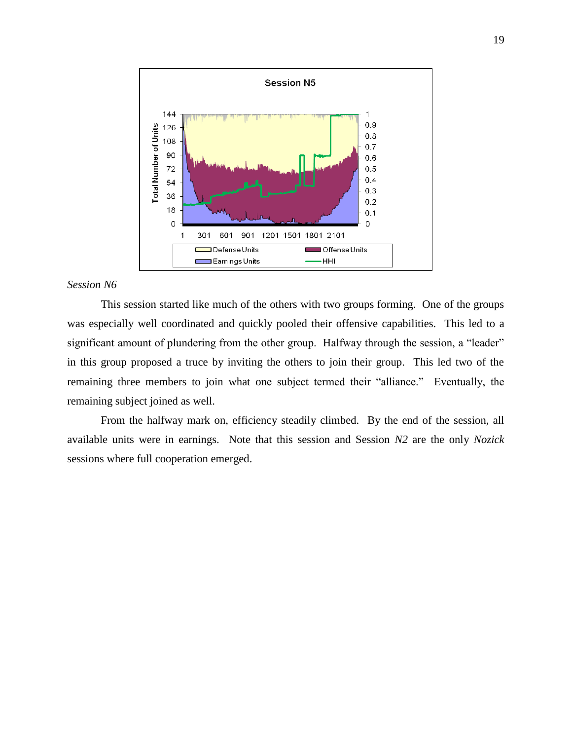*Session N6*

This session started like much of the others with two groups forming. One of the groups was especially well coordinated and quickly pooled their offensive capabilities. This led to a significant amount of plundering from the other group. Halfway through the session, a "leader" in this group proposed a truce by inviting the others to join their group. This led two of the remaining three members to join what one subject termed their "alliance." Eventually, the remaining subject joined as well.

From the halfway mark on, efficiency steadily climbed. By the end of the session, all available units were in earnings. Note that this session and Session *N2* are the only *Nozick* sessions where full cooperation emerged.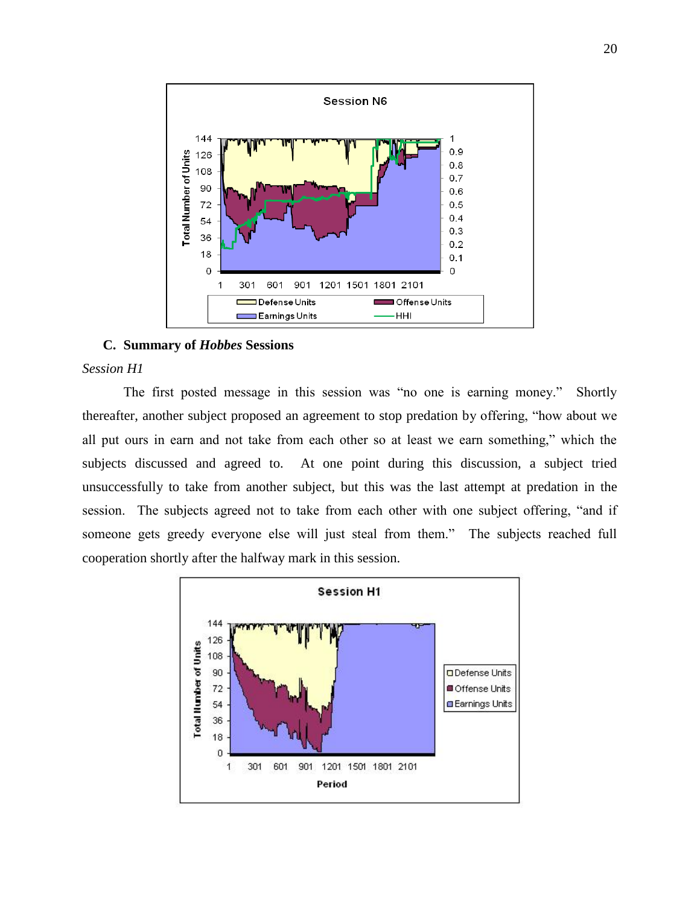## C. Summary of *Hobbes* Sessions

*Session H1*

The first posted message in this session was "no one is earning money." Shortly thereafter, another subject proposed an agreement to stop predation by offering, "how about we all put ours in earn and not take from each other so at least we earn something," which the subjects discussed and agreed to. At one point during this discussion, a subject tried unsuccessfully to take from another subject, but this was the last attempt at predation in the session. The subjects agreed not to take from each other with one subject offering, "and if someone gets greedy everyone else will just steal from them." The subjects reached full cooperation shortly after the halfway mark in this session.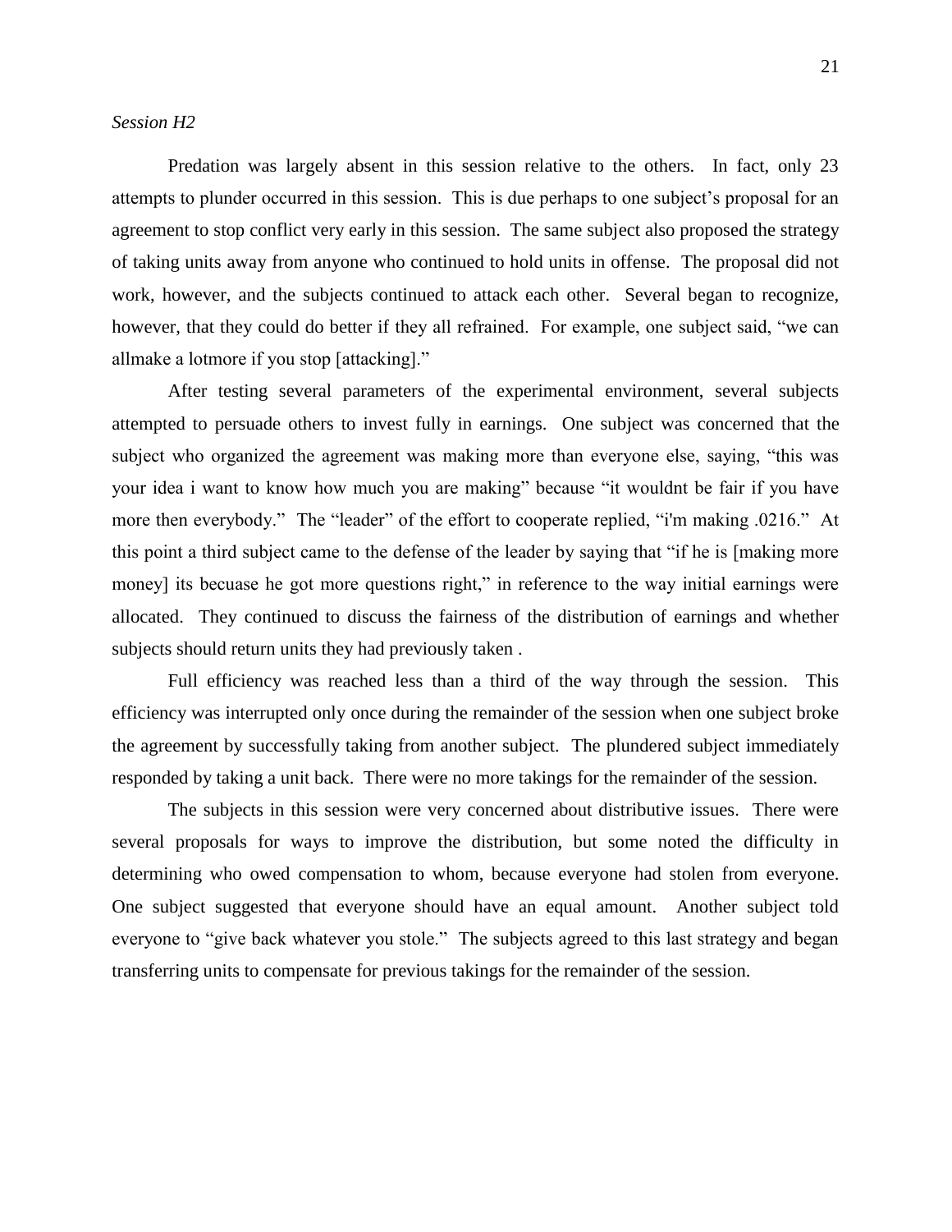*Session H2*

Predation was largely absent in this session relative to the others. In fact, only 23 attempts to plunder occurred in this session. This is due perhaps to one subject's proposal for an agreement to stop conflict very early in this session. The same subject also proposed the strategy of taking units away from anyone who continued to hold units in offense. The proposal did not work, however, and the subjects continued to attack each other. Several began to recognize, however, that they could do better if they all refrained. For example, one subject said, "we can allmake a lotmore if you stop [attacking]."

After testing several parameters of the experimental environment, several subjects attempted to persuade others to invest fully in earnings. One subject was concerned that the subject who organized the agreement was making more than everyone else, saying, "this was your idea i want to know how much you are making" because "it wouldnt be fair if you have more then everybody." The "leader" of the effort to cooperate replied, "i'm making .0216." At this point a third subject came to the defense of the leader by saying that "if he is [making more money] its becuase he got more questions right," in reference to the way initial earnings were allocated. They continued to discuss the fairness of the distribution of earnings and whether subjects should return units they had previously taken .

Full efficiency was reached less than a third of the way through the session. This efficiency was interrupted only once during the remainder of the session when one subject broke the agreement by successfully taking from another subject. The plundered subject immediately responded by taking a unit back. There were no more takings for the remainder of the session.

The subjects in this session were very concerned about distributive issues. There were several proposals for ways to improve the distribution, but some noted the difficulty in determining who owed compensation to whom, because everyone had stolen from everyone. One subject suggested that everyone should have an equal amount. Another subject told everyone to "give back whatever you stole." The subjects agreed to this last strategy and began transferring units to compensate for previous takings for the remainder of the session.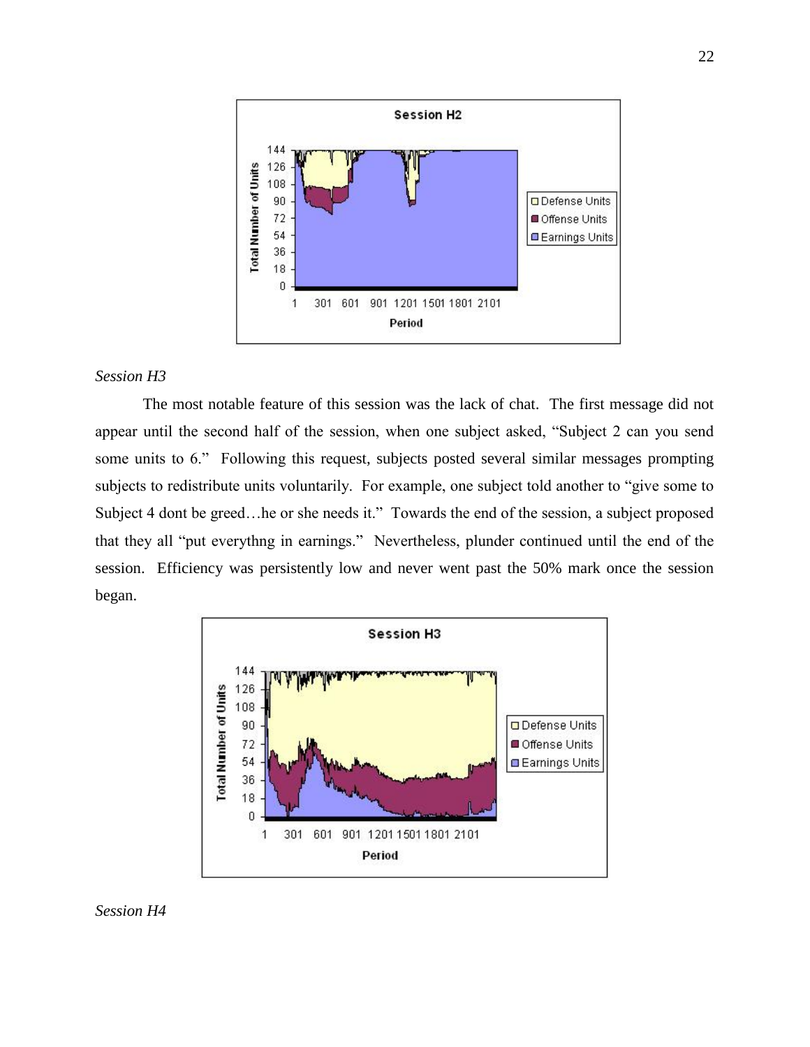*Session H3*

The most notable feature of this session was the lack of chat. The first message did not appear until the second half of the session, when one subject asked, "Subject 2 can you send some units to 6." Following this request, subjects posted several similar messages prompting subjects to redistribute units voluntarily. For example, one subject told another to "give some to Subject 4 dont be greed…he or she needs it." Towards the end of the session, a subject proposed that they all "put everythng in earnings." Nevertheless, plunder continued until the end of the session. Efficiency was persistently low and never went past the 50% mark once the session began.

*Session H4*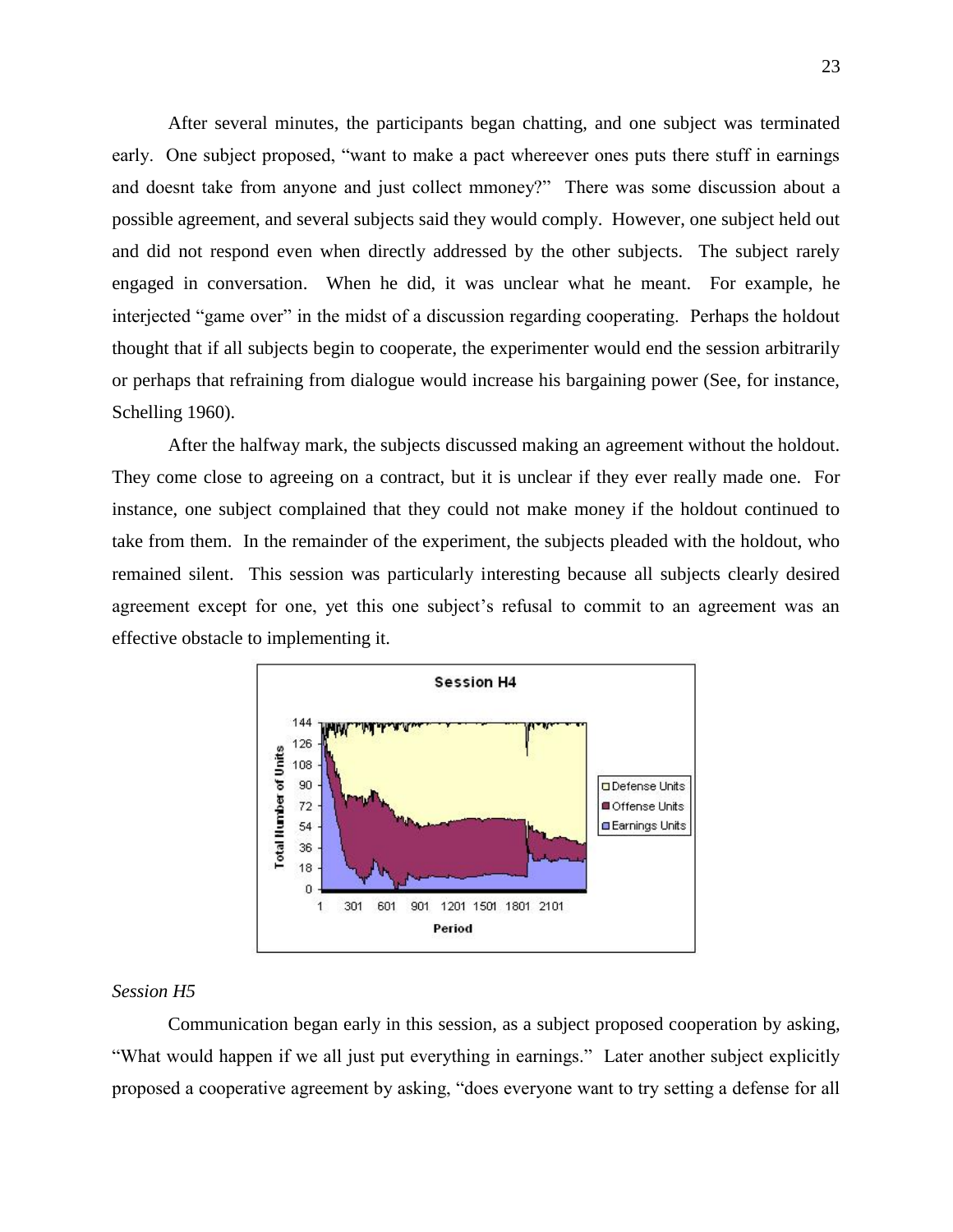After several minutes, the participants began chatting, and one subject was terminated early. One subject proposed, "want to make a pact whereever ones puts there stuff in earnings and doesnt take from anyone and just collect mmoney?" There was some discussion about a possible agreement, and several subjects said they would comply. However, one subject held out and did not respond even when directly addressed by the other subjects. The subject rarely engaged in conversation. When he did, it was unclear what he meant. For example, he interjected "game over" in the midst of a discussion regarding cooperating. Perhaps the holdout thought that if all subjects begin to cooperate, the experimenter would end the session arbitrarily or perhaps that refraining from dialogue would increase his bargaining power (See, for instance, Schelling 1960).

After the halfway mark, the subjects discussed making an agreement without the holdout. They come close to agreeing on a contract, but it is unclear if they ever really made one. For instance, one subject complained that they could not make money if the holdout continued to take from them. In the remainder of the experiment, the subjects pleaded with the holdout, who remained silent. This session was particularly interesting because all subjects clearly desired agreement except for one, yet this one subject's refusal to commit to an agreement was an effective obstacle to implementing it.

*Session H5*

Communication began early in this session, as a subject proposed cooperation by asking, "What would happen if we all just put everything in earnings." Later another subject explicitly proposed a cooperative agreement by asking, "does everyone want to try setting a defense for all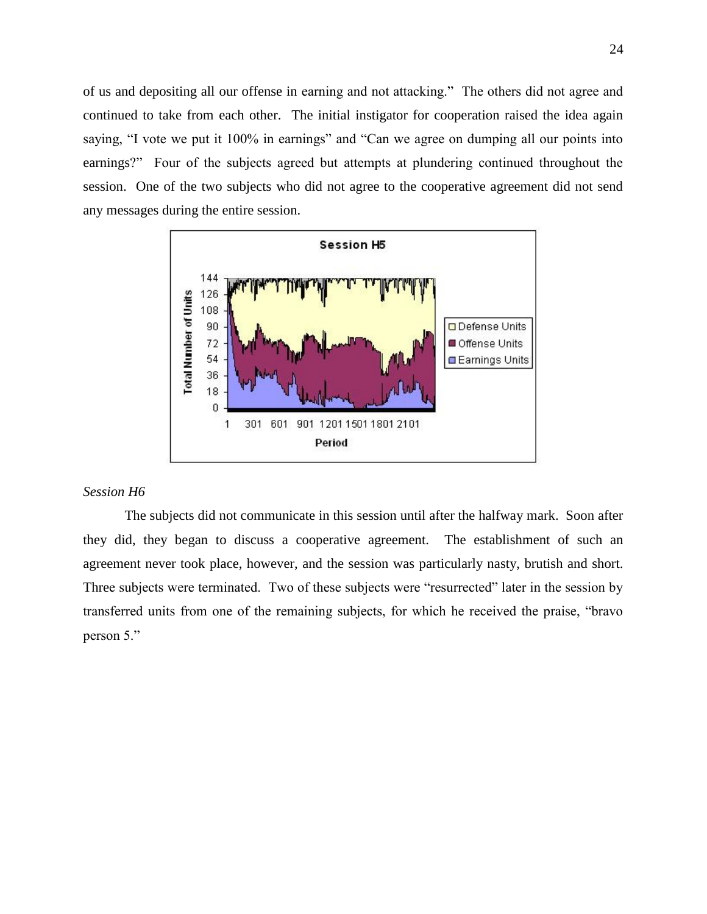of us and depositing all our offense in earning and not attacking." The others did not agree and continued to take from each other. The initial instigator for cooperation raised the idea again saying, "I vote we put it 100% in earnings" and "Can we agree on dumping all our points into earnings?" Four of the subjects agreed but attempts at plundering continued throughout the session. One of the two subjects who did not agree to the cooperative agreement did not send any messages during the entire session.

*Session H6*

The subjects did not communicate in this session until after the halfway mark. Soon after they did, they began to discuss a cooperative agreement. The establishment of such an agreement never took place, however, and the session was particularly nasty, brutish and short. Three subjects were terminated. Two of these subjects were "resurrected" later in the session by transferred units from one of the remaining subjects, for which he received the praise, "bravo person 5."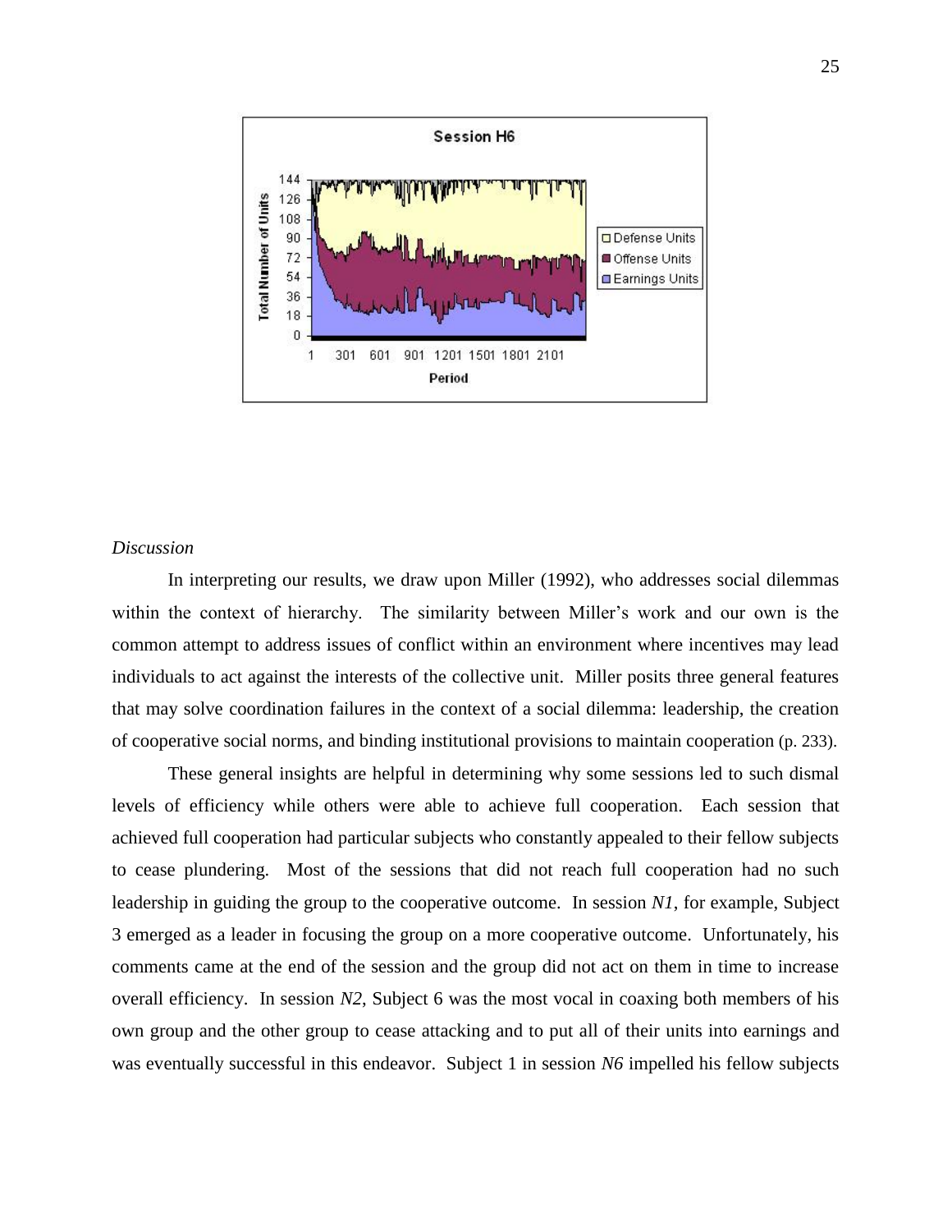*Discussion*

In interpreting our results, we draw upon Miller (1992), who addresses social dilemmas within the context of hierarchy. The similarity between Miller's work and our own is the common attempt to address issues of conflict within an environment where incentives may lead individuals to act against the interests of the collective unit. Miller posits three general features that may solve coordination failures in the context of a social dilemma: leadership, the creation of cooperative social norms, and binding institutional provisions to maintain cooperation (p. 233).

These general insights are helpful in determining why some sessions led to such dismal levels of efficiency while others were able to achieve full cooperation. Each session that achieved full cooperation had particular subjects who constantly appealed to their fellow subjects to cease plundering. Most of the sessions that did not reach full cooperation had no such leadership in guiding the group to the cooperative outcome. In session *N1*, for example, Subject 3 emerged as a leader in focusing the group on a more cooperative outcome. Unfortunately, his comments came at the end of the session and the group did not act on them in time to increase overall efficiency. In session *N2*, Subject 6 was the most vocal in coaxing both members of his own group and the other group to cease attacking and to put all of their units into earnings and was eventually successful in this endeavor. Subject 1 in session *N6* impelled his fellow subjects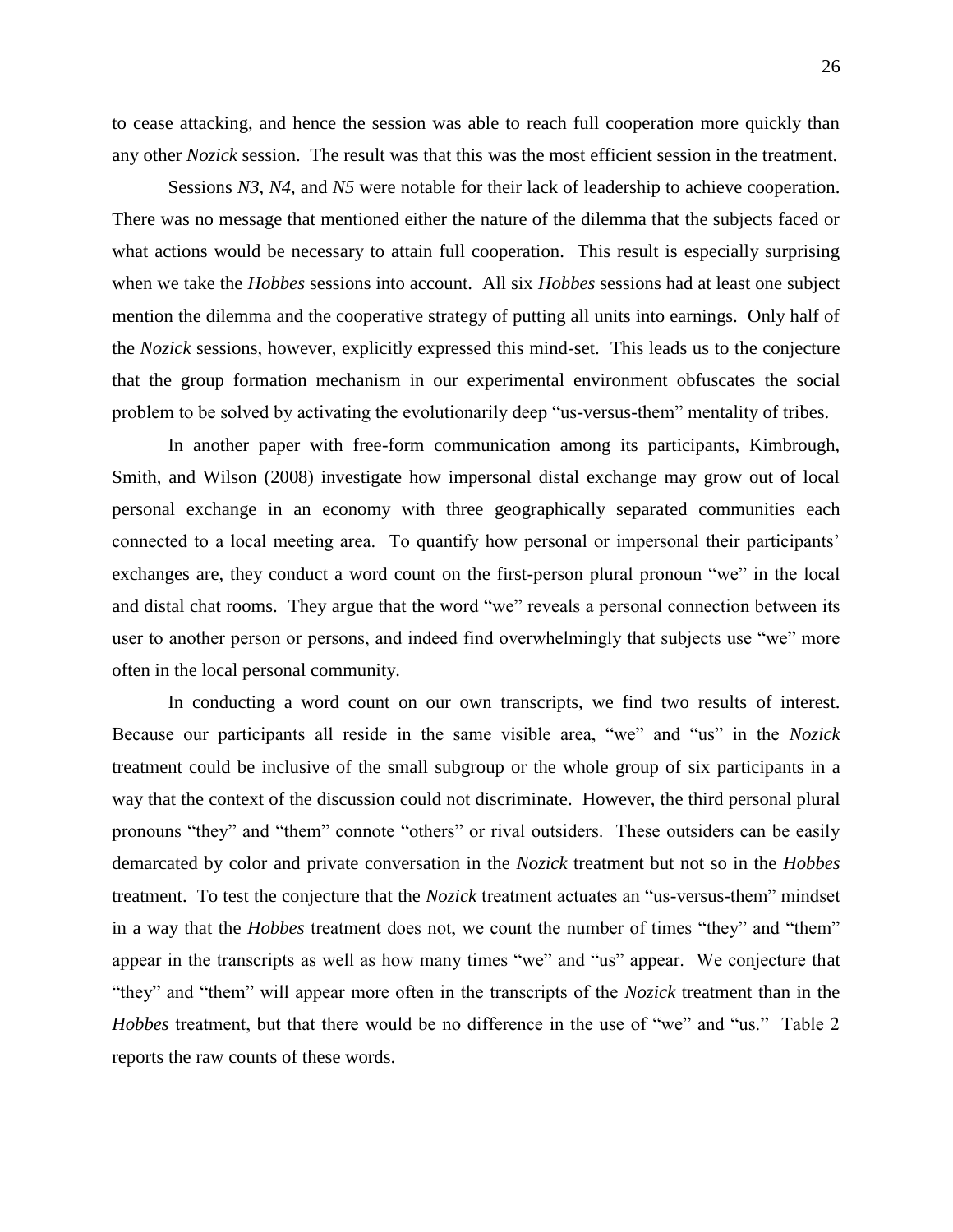to cease attacking, and hence the session was able to reach full cooperation more quickly than any other *Nozick* session. The result was that this was the most efficient session in the treatment.

Sessions *N3*, *N4*, and *N5* were notable for their lack of leadership to achieve cooperation. There was no message that mentioned either the nature of the dilemma that the subjects faced or what actions would be necessary to attain full cooperation. This result is especially surprising when we take the *Hobbes* sessions into account. All six *Hobbes* sessions had at least one subject mention the dilemma and the cooperative strategy of putting all units into earnings. Only half of the *Nozick* sessions, however, explicitly expressed this mind-set. This leads us to the conjecture that the group formation mechanism in our experimental environment obfuscates the social problem to be solved by activating the evolutionarily deep "us-versus-them" mentality of tribes.

In another paper with free-form communication among its participants, Kimbrough, Smith, and Wilson (2008) investigate how impersonal distal exchange may grow out of local personal exchange in an economy with three geographically separated communities each connected to a local meeting area. To quantify how personal or impersonal their participants' exchanges are, they conduct a word count on the first-person plural pronoun "we" in the local and distal chat rooms. They argue that the word "we" reveals a personal connection between its user to another person or persons, and indeed find overwhelmingly that subjects use "we" more often in the local personal community.

In conducting a word count on our own transcripts, we find two results of interest. Because our participants all reside in the same visible area, "we" and "us" in the *Nozick* treatment could be inclusive of the small subgroup or the whole group of six participants in a way that the context of the discussion could not discriminate. However, the third personal plural pronouns "they" and "them" connote "others" or rival outsiders. These outsiders can be easily demarcated by color and private conversation in the *Nozick* treatment but not so in the *Hobbes* treatment. To test the conjecture that the *Nozick* treatment actuates an "us-versus-them" mindset in a way that the *Hobbes* treatment does not, we count the number of times "they" and "them" appear in the transcripts as well as how many times "we" and "us" appear. We conjecture that "they" and "them" will appear more often in the transcripts of the *Nozick* treatment than in the *Hobbes* treatment, but that there would be no difference in the use of "we" and "us." Table 2 reports the raw counts of these words.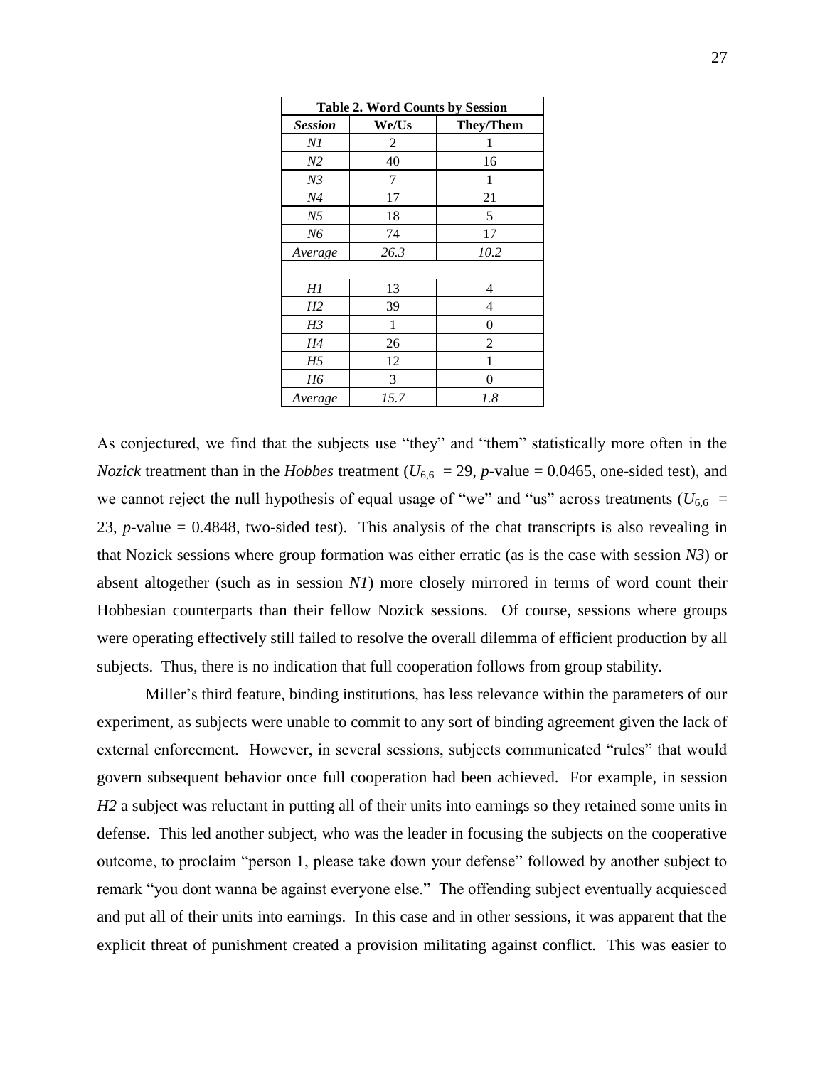**Table 2. Word Counts by Session**

| *Session* | We/Us | They/Them |
|---|---|---|
| *N1* | 2 | 1 |
| *N2* | 40 | 16 |
| *N3* | 7 | 1 |
| *N4* | 17 | 21 |
| *N5* | 18 | 5 |
| *N6* | 74 | 17 |
| *Average* | *26.3* | *10.2* |
| | | |
| *H1* | 13 | 4 |
| *H2* | 39 | 4 |
| *H3* | 1 | 0 |
| *H4* | 26 | 2 |
| *H5* | 12 | 1 |
| *H6* | 3 | 0 |
| *Average* | *15.7* | *1.8* |

As conjectured, we find that the subjects use "they" and "them" statistically more often in the *Nozick* treatment than in the *Hobbes* treatment ($U_{6,6} = 29$, $p$-value = 0.0465, one-sided test), and we cannot reject the null hypothesis of equal usage of "we" and "us" across treatments ($U_{6,6} = 23$, $p$-value = 0.4848, two-sided test). This analysis of the chat transcripts is also revealing in that Nozick sessions where group formation was either erratic (as is the case with session *N3*) or absent altogether (such as in session *N1*) more closely mirrored in terms of word count their Hobbesian counterparts than their fellow Nozick sessions. Of course, sessions where groups were operating effectively still failed to resolve the overall dilemma of efficient production by all subjects. Thus, there is no indication that full cooperation follows from group stability.

Miller's third feature, binding institutions, has less relevance within the parameters of our experiment, as subjects were unable to commit to any sort of binding agreement given the lack of external enforcement. However, in several sessions, subjects communicated "rules" that would govern subsequent behavior once full cooperation had been achieved. For example, in session *H2* a subject was reluctant in putting all of their units into earnings so they retained some units in defense. This led another subject, who was the leader in focusing the subjects on the cooperative outcome, to proclaim "person 1, please take down your defense" followed by another subject to remark "you dont wanna be against everyone else." The offending subject eventually acquiesced and put all of their units into earnings. In this case and in other sessions, it was apparent that the explicit threat of punishment created a provision militating against conflict. This was easier to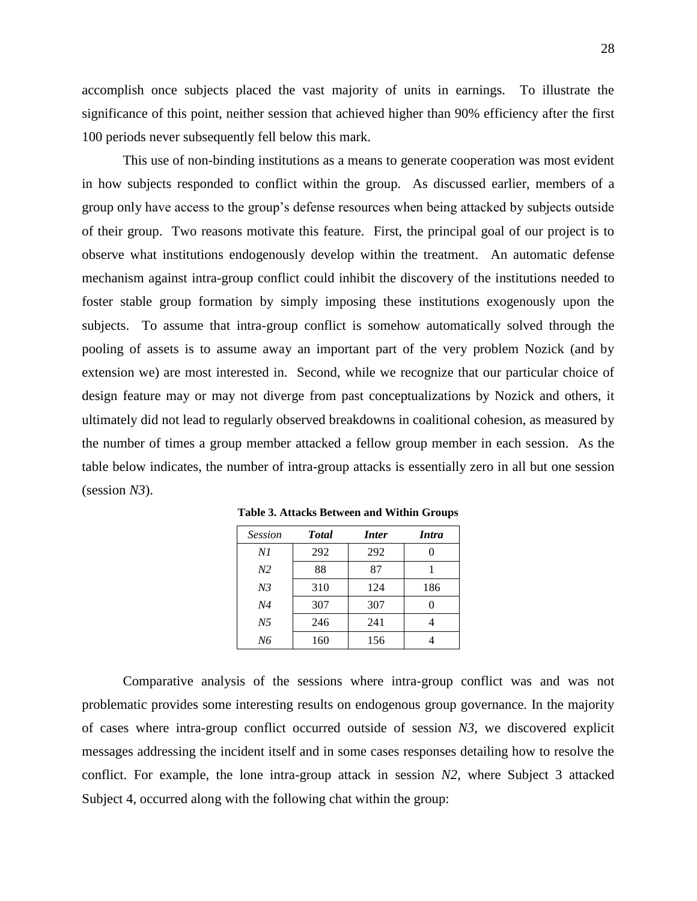accomplish once subjects placed the vast majority of units in earnings. To illustrate the significance of this point, neither session that achieved higher than 90% efficiency after the first 100 periods never subsequently fell below this mark.

This use of non-binding institutions as a means to generate cooperation was most evident in how subjects responded to conflict within the group. As discussed earlier, members of a group only have access to the group's defense resources when being attacked by subjects outside of their group. Two reasons motivate this feature. First, the principal goal of our project is to observe what institutions endogenously develop within the treatment. An automatic defense mechanism against intra-group conflict could inhibit the discovery of the institutions needed to foster stable group formation by simply imposing these institutions exogenously upon the subjects. To assume that intra-group conflict is somehow automatically solved through the pooling of assets is to assume away an important part of the very problem Nozick (and by extension we) are most interested in. Second, while we recognize that our particular choice of design feature may or may not diverge from past conceptualizations by Nozick and others, it ultimately did not lead to regularly observed breakdowns in coalitional cohesion, as measured by the number of times a group member attacked a fellow group member in each session. As the table below indicates, the number of intra-group attacks is essentially zero in all but one session (session *N3*).

**Table 3. Attacks Between and Within Groups**

| *Session* | ***Total*** | ***Inter*** | ***Intra*** |
|---|---|---|---|
| *N1* | 292 | 292 | 0 |
| *N2* | 88 | 87 | 1 |
| *N3* | 310 | 124 | 186 |
| *N4* | 307 | 307 | 0 |
| *N5* | 246 | 241 | 4 |
| *N6* | 160 | 156 | 4 |

Comparative analysis of the sessions where intra-group conflict was and was not problematic provides some interesting results on endogenous group governance. In the majority of cases where intra-group conflict occurred outside of session *N3*, we discovered explicit messages addressing the incident itself and in some cases responses detailing how to resolve the conflict. For example, the lone intra-group attack in session *N2*, where Subject 3 attacked Subject 4, occurred along with the following chat within the group: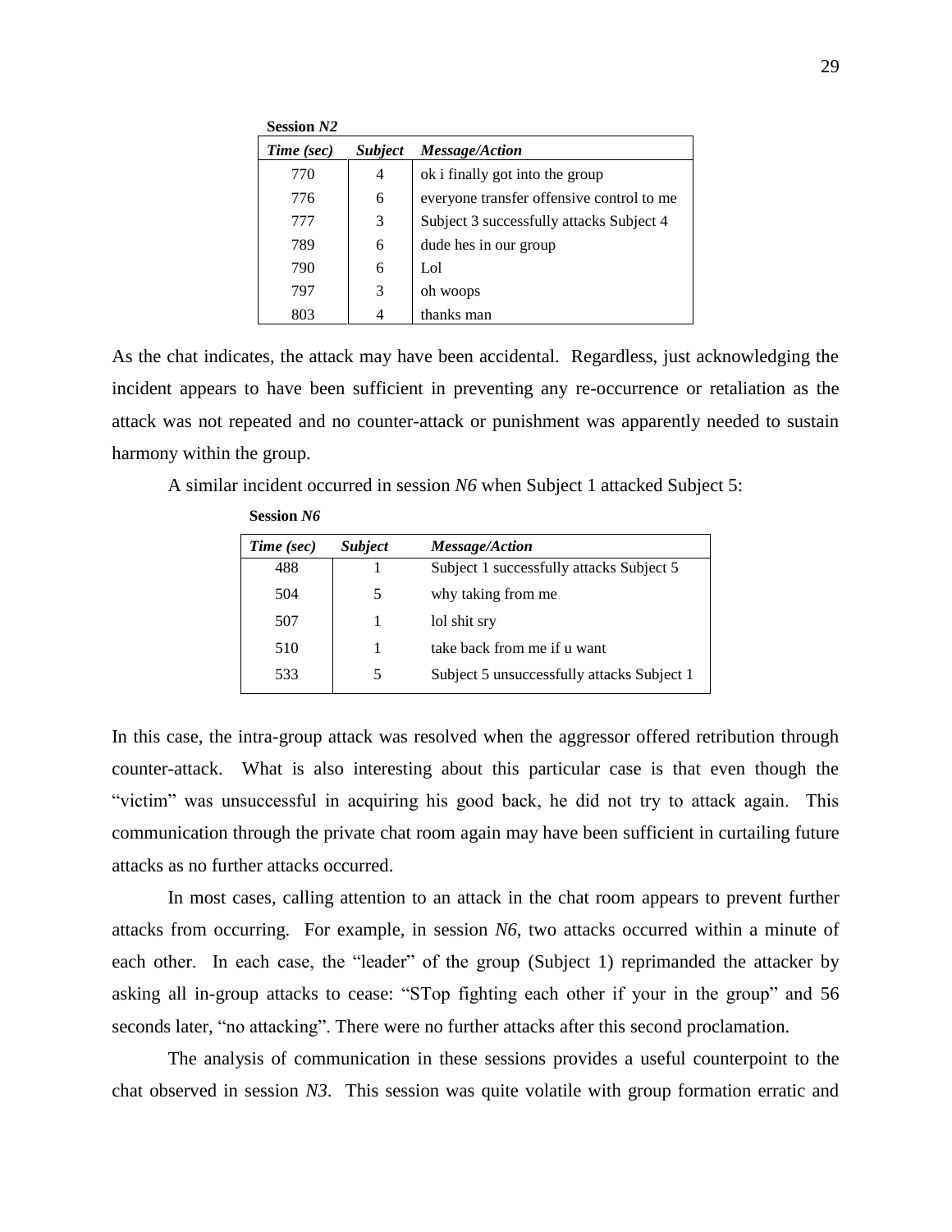**Session *N2***

| *Time (sec)* | *Subject* | *Message/Action* |
| --- | --- | --- |
| 770 | 4 | ok i finally got into the group |
| 776 | 6 | everyone transfer offensive control to me |
| 777 | 3 | Subject 3 successfully attacks Subject 4 |
| 789 | 6 | dude hes in our group |
| 790 | 6 | Lol |
| 797 | 3 | oh woops |
| 803 | 4 | thanks man |

As the chat indicates, the attack may have been accidental. Regardless, just acknowledging the incident appears to have been sufficient in preventing any re-occurrence or retaliation as the attack was not repeated and no counter-attack or punishment was apparently needed to sustain harmony within the group.

A similar incident occurred in session *N6* when Subject 1 attacked Subject 5:

**Session *N6***

| *Time (sec)* | *Subject* | *Message/Action* |
| --- | --- | --- |
| 488 | 1 | Subject 1 successfully attacks Subject 5 |
| 504 | 5 | why taking from me |
| 507 | 1 | lol shit sry |
| 510 | 1 | take back from me if u want |
| 533 | 5 | Subject 5 unsuccessfully attacks Subject 1 |

In this case, the intra-group attack was resolved when the aggressor offered retribution through counter-attack. What is also interesting about this particular case is that even though the "victim" was unsuccessful in acquiring his good back, he did not try to attack again. This communication through the private chat room again may have been sufficient in curtailing future attacks as no further attacks occurred.

In most cases, calling attention to an attack in the chat room appears to prevent further attacks from occurring. For example, in session *N6*, two attacks occurred within a minute of each other. In each case, the "leader" of the group (Subject 1) reprimanded the attacker by asking all in-group attacks to cease: "STop fighting each other if your in the group" and 56 seconds later, "no attacking". There were no further attacks after this second proclamation.

The analysis of communication in these sessions provides a useful counterpoint to the chat observed in session *N3*. This session was quite volatile with group formation erratic and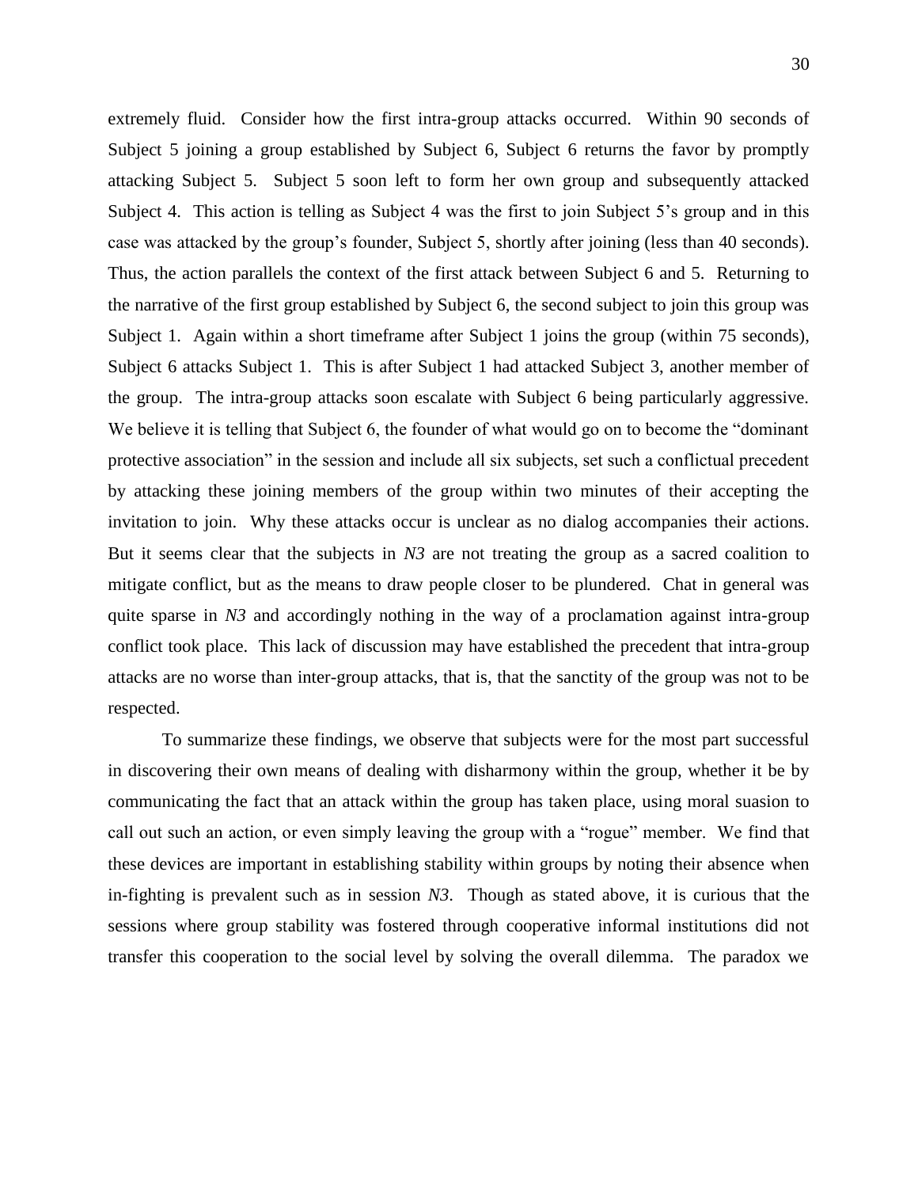extremely fluid. Consider how the first intra-group attacks occurred. Within 90 seconds of Subject 5 joining a group established by Subject 6, Subject 6 returns the favor by promptly attacking Subject 5. Subject 5 soon left to form her own group and subsequently attacked Subject 4. This action is telling as Subject 4 was the first to join Subject 5's group and in this case was attacked by the group's founder, Subject 5, shortly after joining (less than 40 seconds). Thus, the action parallels the context of the first attack between Subject 6 and 5. Returning to the narrative of the first group established by Subject 6, the second subject to join this group was Subject 1. Again within a short timeframe after Subject 1 joins the group (within 75 seconds), Subject 6 attacks Subject 1. This is after Subject 1 had attacked Subject 3, another member of the group. The intra-group attacks soon escalate with Subject 6 being particularly aggressive. We believe it is telling that Subject 6, the founder of what would go on to become the "dominant protective association" in the session and include all six subjects, set such a conflictual precedent by attacking these joining members of the group within two minutes of their accepting the invitation to join. Why these attacks occur is unclear as no dialog accompanies their actions. But it seems clear that the subjects in *N3* are not treating the group as a sacred coalition to mitigate conflict, but as the means to draw people closer to be plundered. Chat in general was quite sparse in *N3* and accordingly nothing in the way of a proclamation against intra-group conflict took place. This lack of discussion may have established the precedent that intra-group attacks are no worse than inter-group attacks, that is, that the sanctity of the group was not to be respected.

To summarize these findings, we observe that subjects were for the most part successful in discovering their own means of dealing with disharmony within the group, whether it be by communicating the fact that an attack within the group has taken place, using moral suasion to call out such an action, or even simply leaving the group with a "rogue" member. We find that these devices are important in establishing stability within groups by noting their absence when in-fighting is prevalent such as in session *N3*. Though as stated above, it is curious that the sessions where group stability was fostered through cooperative informal institutions did not transfer this cooperation to the social level by solving the overall dilemma. The paradox we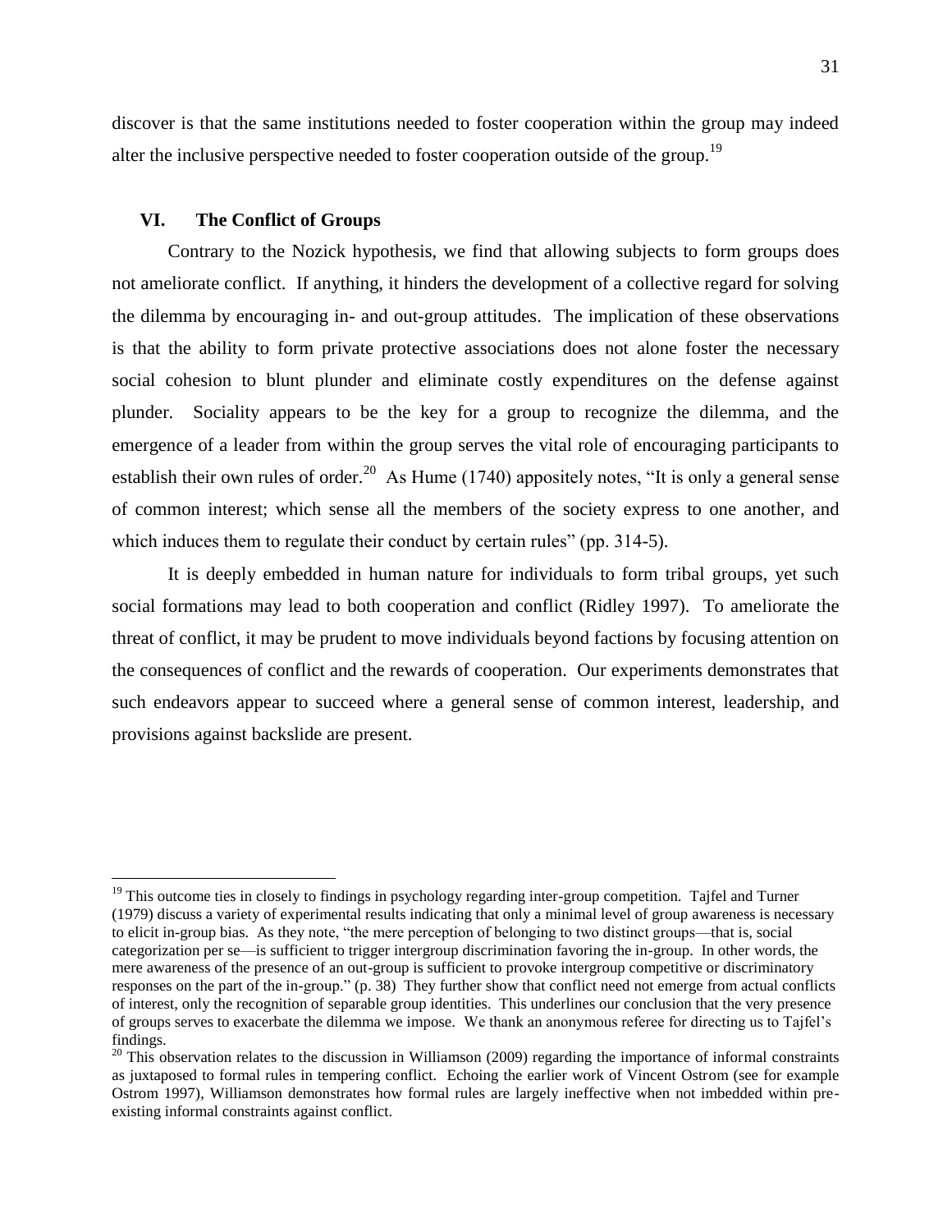discover is that the same institutions needed to foster cooperation within the group may indeed alter the inclusive perspective needed to foster cooperation outside of the group.[19]

## VI. The Conflict of Groups

Contrary to the Nozick hypothesis, we find that allowing subjects to form groups does not ameliorate conflict. If anything, it hinders the development of a collective regard for solving the dilemma by encouraging in- and out-group attitudes. The implication of these observations is that the ability to form private protective associations does not alone foster the necessary social cohesion to blunt plunder and eliminate costly expenditures on the defense against plunder. Sociality appears to be the key for a group to recognize the dilemma, and the emergence of a leader from within the group serves the vital role of encouraging participants to establish their own rules of order.[20] As Hume (1740) appositely notes, "It is only a general sense of common interest; which sense all the members of the society express to one another, and which induces them to regulate their conduct by certain rules" (pp. 314-5).

It is deeply embedded in human nature for individuals to form tribal groups, yet such social formations may lead to both cooperation and conflict (Ridley 1997). To ameliorate the threat of conflict, it may be prudent to move individuals beyond factions by focusing attention on the consequences of conflict and the rewards of cooperation. Our experiments demonstrates that such endeavors appear to succeed where a general sense of common interest, leadership, and provisions against backslide are present.

---

[19] This outcome ties in closely to findings in psychology regarding inter-group competition. Tajfel and Turner (1979) discuss a variety of experimental results indicating that only a minimal level of group awareness is necessary to elicit in-group bias. As they note, "the mere perception of belonging to two distinct groups—that is, social categorization per se—is sufficient to trigger intergroup discrimination favoring the in-group. In other words, the mere awareness of the presence of an out-group is sufficient to provoke intergroup competitive or discriminatory responses on the part of the in-group." (p. 38) They further show that conflict need not emerge from actual conflicts of interest, only the recognition of separable group identities. This underlines our conclusion that the very presence of groups serves to exacerbate the dilemma we impose. We thank an anonymous referee for directing us to Tajfel's findings.

[20] This observation relates to the discussion in Williamson (2009) regarding the importance of informal constraints as juxtaposed to formal rules in tempering conflict. Echoing the earlier work of Vincent Ostrom (see for example Ostrom 1997), Williamson demonstrates how formal rules are largely ineffective when not imbedded within pre-existing informal constraints against conflict.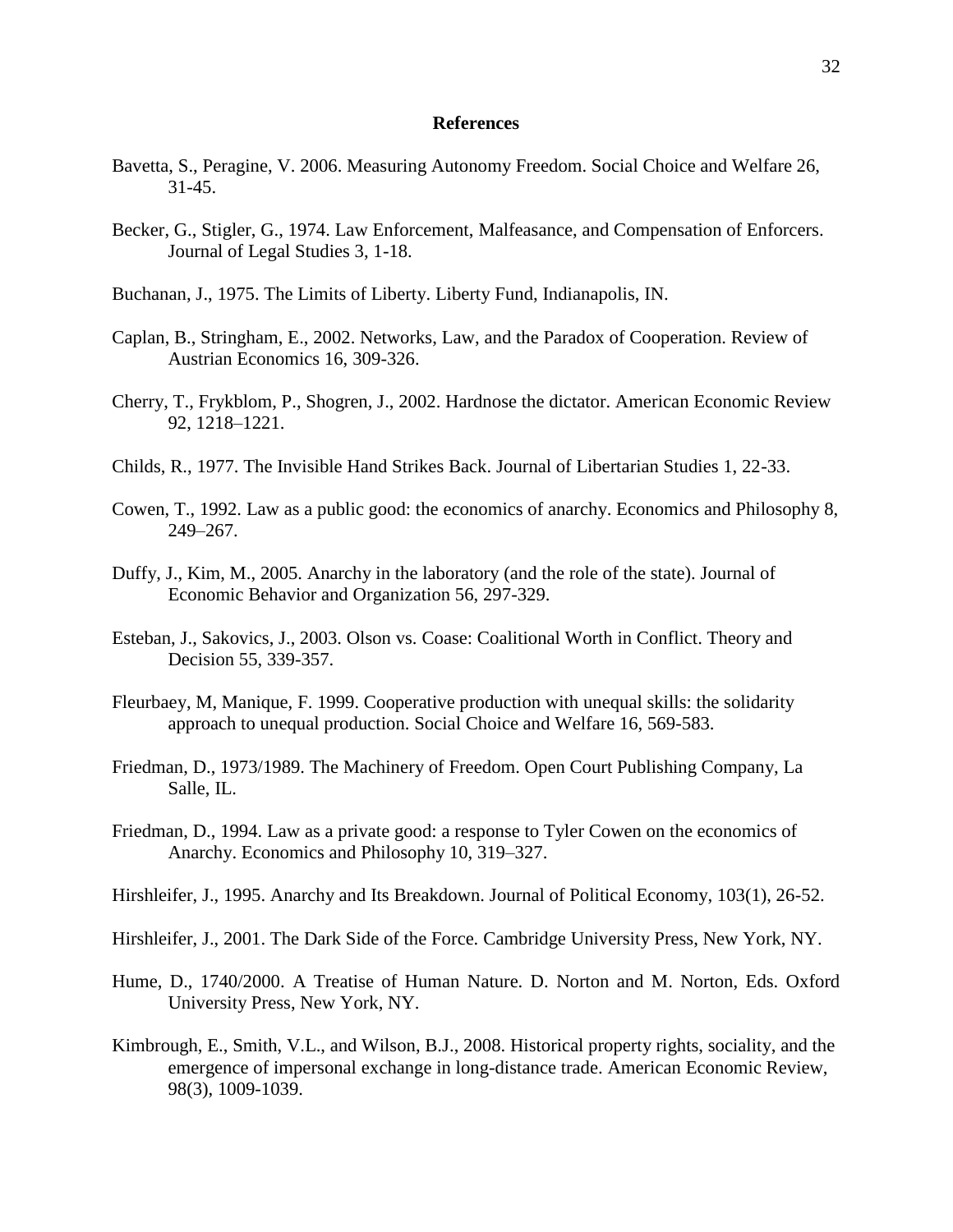# References

Bavetta, S., Peragine, V. 2006. Measuring Autonomy Freedom. Social Choice and Welfare 26, 31-45.

Becker, G., Stigler, G., 1974. Law Enforcement, Malfeasance, and Compensation of Enforcers. Journal of Legal Studies 3, 1-18.

Buchanan, J., 1975. The Limits of Liberty. Liberty Fund, Indianapolis, IN.

Caplan, B., Stringham, E., 2002. Networks, Law, and the Paradox of Cooperation. Review of Austrian Economics 16, 309-326.

Cherry, T., Frykblom, P., Shogren, J., 2002. Hardnose the dictator. American Economic Review 92, 1218–1221.

Childs, R., 1977. The Invisible Hand Strikes Back. Journal of Libertarian Studies 1, 22-33.

Cowen, T., 1992. Law as a public good: the economics of anarchy. Economics and Philosophy 8, 249–267.

Duffy, J., Kim, M., 2005. Anarchy in the laboratory (and the role of the state). Journal of Economic Behavior and Organization 56, 297-329.

Esteban, J., Sakovics, J., 2003. Olson vs. Coase: Coalitional Worth in Conflict. Theory and Decision 55, 339-357.

Fleurbaey, M, Manique, F. 1999. Cooperative production with unequal skills: the solidarity approach to unequal production. Social Choice and Welfare 16, 569-583.

Friedman, D., 1973/1989. The Machinery of Freedom. Open Court Publishing Company, La Salle, IL.

Friedman, D., 1994. Law as a private good: a response to Tyler Cowen on the economics of Anarchy. Economics and Philosophy 10, 319–327.

Hirshleifer, J., 1995. Anarchy and Its Breakdown. Journal of Political Economy, 103(1), 26-52.

Hirshleifer, J., 2001. The Dark Side of the Force. Cambridge University Press, New York, NY.

Hume, D., 1740/2000. A Treatise of Human Nature. D. Norton and M. Norton, Eds. Oxford University Press, New York, NY.

Kimbrough, E., Smith, V.L., and Wilson, B.J., 2008. Historical property rights, sociality, and the emergence of impersonal exchange in long-distance trade. American Economic Review, 98(3), 1009-1039.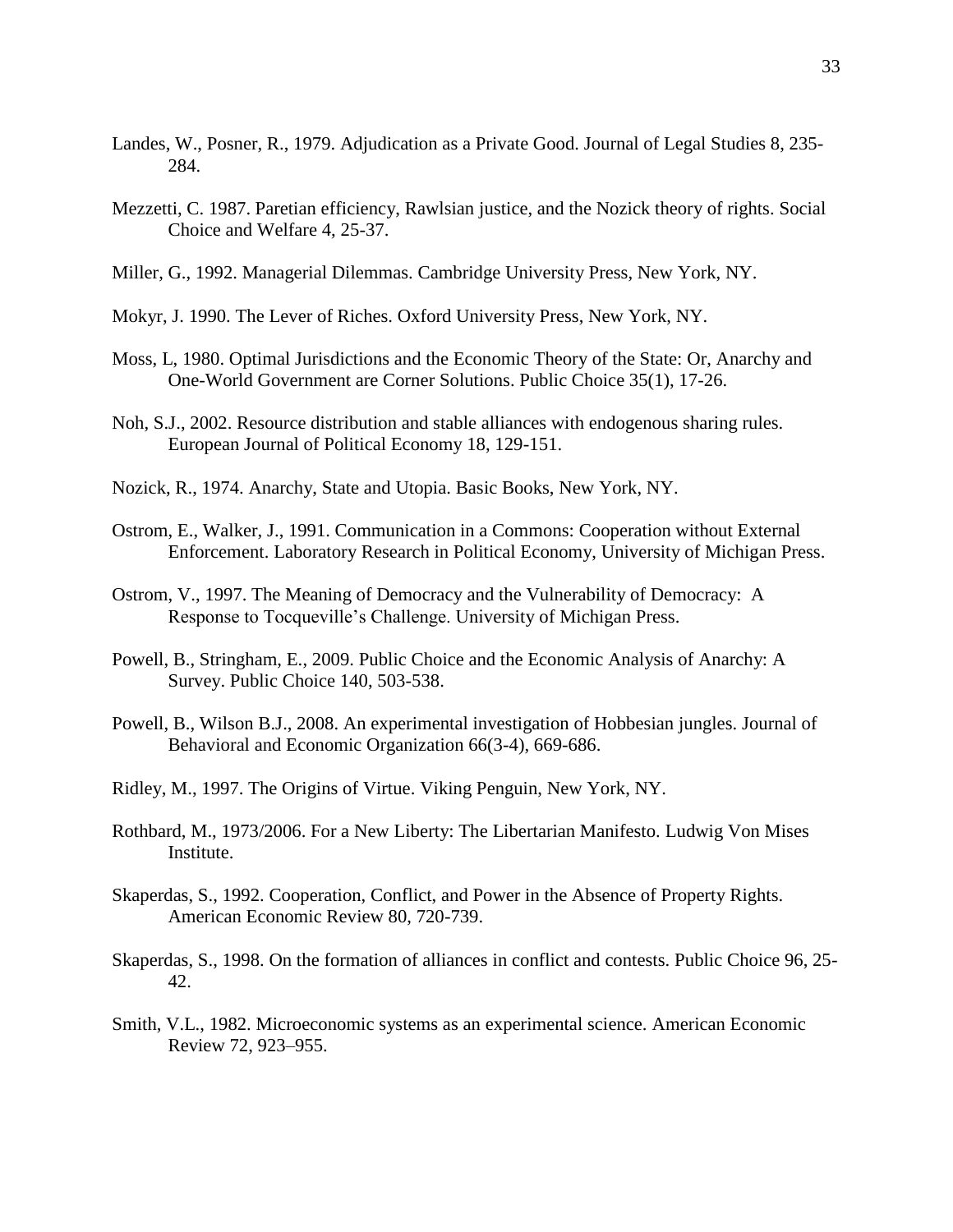Landes, W., Posner, R., 1979. Adjudication as a Private Good. Journal of Legal Studies 8, 235-284.

Mezzetti, C. 1987. Paretian efficiency, Rawlsian justice, and the Nozick theory of rights. Social Choice and Welfare 4, 25-37.

Miller, G., 1992. Managerial Dilemmas. Cambridge University Press, New York, NY.

Mokyr, J. 1990. The Lever of Riches. Oxford University Press, New York, NY.

Moss, L, 1980. Optimal Jurisdictions and the Economic Theory of the State: Or, Anarchy and One-World Government are Corner Solutions. Public Choice 35(1), 17-26.

Noh, S.J., 2002. Resource distribution and stable alliances with endogenous sharing rules. European Journal of Political Economy 18, 129-151.

Nozick, R., 1974. Anarchy, State and Utopia. Basic Books, New York, NY.

Ostrom, E., Walker, J., 1991. Communication in a Commons: Cooperation without External Enforcement. Laboratory Research in Political Economy, University of Michigan Press.

Ostrom, V., 1997. The Meaning of Democracy and the Vulnerability of Democracy: A Response to Tocqueville's Challenge. University of Michigan Press.

Powell, B., Stringham, E., 2009. Public Choice and the Economic Analysis of Anarchy: A Survey. Public Choice 140, 503-538.

Powell, B., Wilson B.J., 2008. An experimental investigation of Hobbesian jungles. Journal of Behavioral and Economic Organization 66(3-4), 669-686.

Ridley, M., 1997. The Origins of Virtue. Viking Penguin, New York, NY.

Rothbard, M., 1973/2006. For a New Liberty: The Libertarian Manifesto. Ludwig Von Mises Institute.

Skaperdas, S., 1992. Cooperation, Conflict, and Power in the Absence of Property Rights. American Economic Review 80, 720-739.

Skaperdas, S., 1998. On the formation of alliances in conflict and contests. Public Choice 96, 25-42.

Smith, V.L., 1982. Microeconomic systems as an experimental science. American Economic Review 72, 923–955.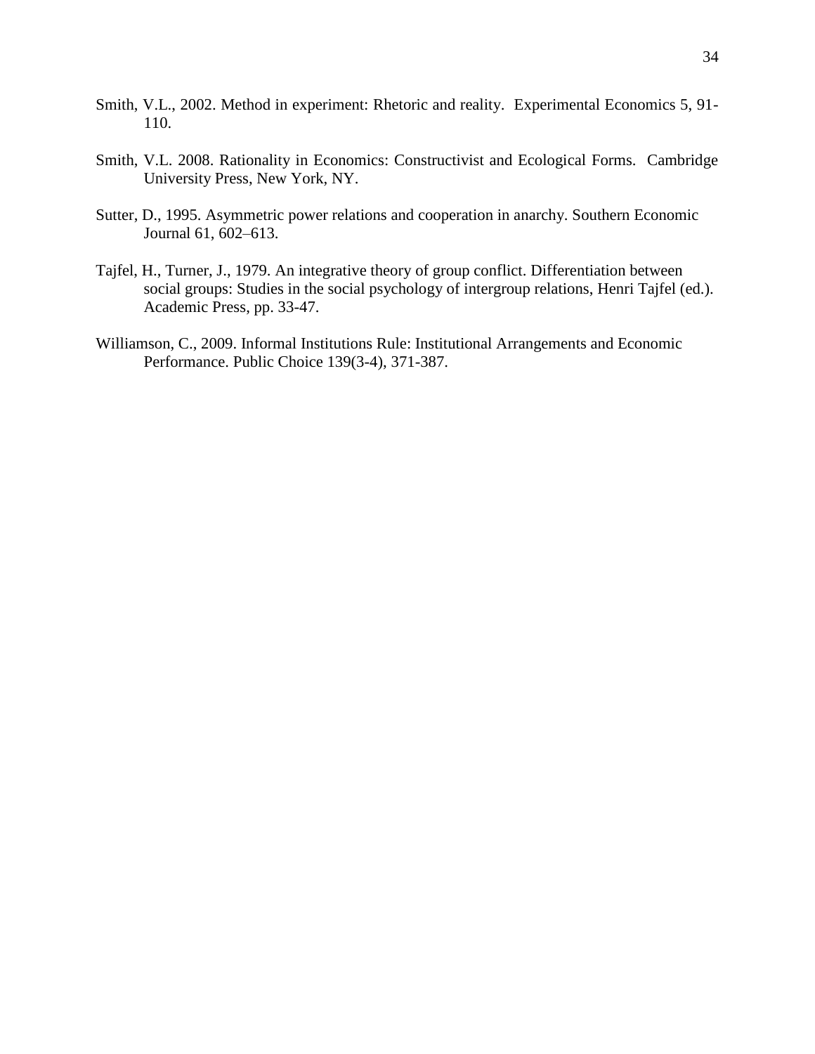Smith, V.L., 2002. Method in experiment: Rhetoric and reality. Experimental Economics 5, 91-110.

Smith, V.L. 2008. Rationality in Economics: Constructivist and Ecological Forms. Cambridge University Press, New York, NY.

Sutter, D., 1995. Asymmetric power relations and cooperation in anarchy. Southern Economic Journal 61, 602–613.

Tajfel, H., Turner, J., 1979. An integrative theory of group conflict. Differentiation between social groups: Studies in the social psychology of intergroup relations, Henri Tajfel (ed.). Academic Press, pp. 33-47.

Williamson, C., 2009. Informal Institutions Rule: Institutional Arrangements and Economic Performance. Public Choice 139(3-4), 371-387.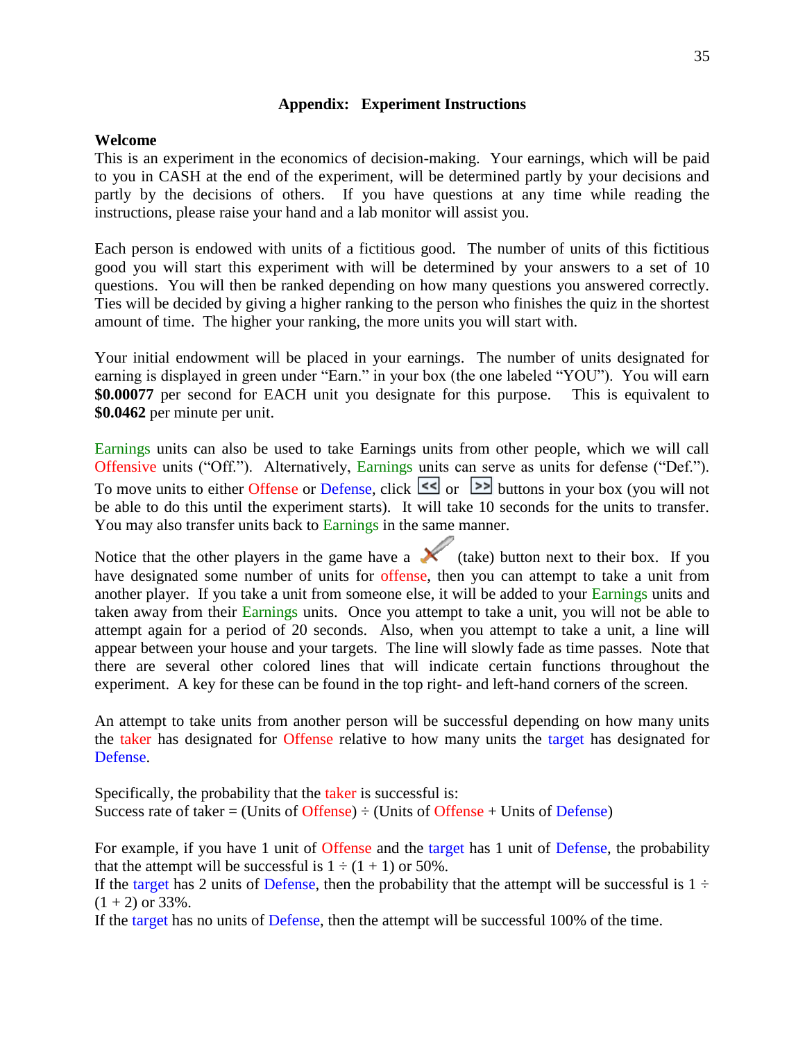## Appendix: Experiment Instructions

### Welcome

This is an experiment in the economics of decision-making. Your earnings, which will be paid to you in CASH at the end of the experiment, will be determined partly by your decisions and partly by the decisions of others. If you have questions at any time while reading the instructions, please raise your hand and a lab monitor will assist you.

Each person is endowed with units of a fictitious good. The number of units of this fictitious good you will start this experiment with will be determined by your answers to a set of 10 questions. You will then be ranked depending on how many questions you answered correctly. Ties will be decided by giving a higher ranking to the person who finishes the quiz in the shortest amount of time. The higher your ranking, the more units you will start with.

Your initial endowment will be placed in your earnings. The number of units designated for earning is displayed in green under "Earn." in your box (the one labeled "YOU"). You will earn **$0.00077** per second for EACH unit you designate for this purpose. This is equivalent to **$0.0462** per minute per unit.

Earnings units can also be used to take Earnings units from other people, which we will call Offensive units ("Off."). Alternatively, Earnings units can serve as units for defense ("Def."). To move units to either Offense or Defense, click << or >> buttons in your box (you will not be able to do this until the experiment starts). It will take 10 seconds for the units to transfer. You may also transfer units back to Earnings in the same manner.

Notice that the other players in the game have a (take) button next to their box. If you have designated some number of units for offense, then you can attempt to take a unit from another player. If you take a unit from someone else, it will be added to your Earnings units and taken away from their Earnings units. Once you attempt to take a unit, you will not be able to attempt again for a period of 20 seconds. Also, when you attempt to take a unit, a line will appear between your house and your targets. The line will slowly fade as time passes. Note that there are several other colored lines that will indicate certain functions throughout the experiment. A key for these can be found in the top right- and left-hand corners of the screen.

An attempt to take units from another person will be successful depending on how many units the taker has designated for Offense relative to how many units the target has designated for Defense.

Specifically, the probability that the taker is successful is:
Success rate of taker = (Units of Offense) ÷ (Units of Offense + Units of Defense)

For example, if you have 1 unit of Offense and the target has 1 unit of Defense, the probability that the attempt will be successful is 1 ÷ (1 + 1) or 50%.
If the target has 2 units of Defense, then the probability that the attempt will be successful is 1 ÷ (1 + 2) or 33%.
If the target has no units of Defense, then the attempt will be successful 100% of the time.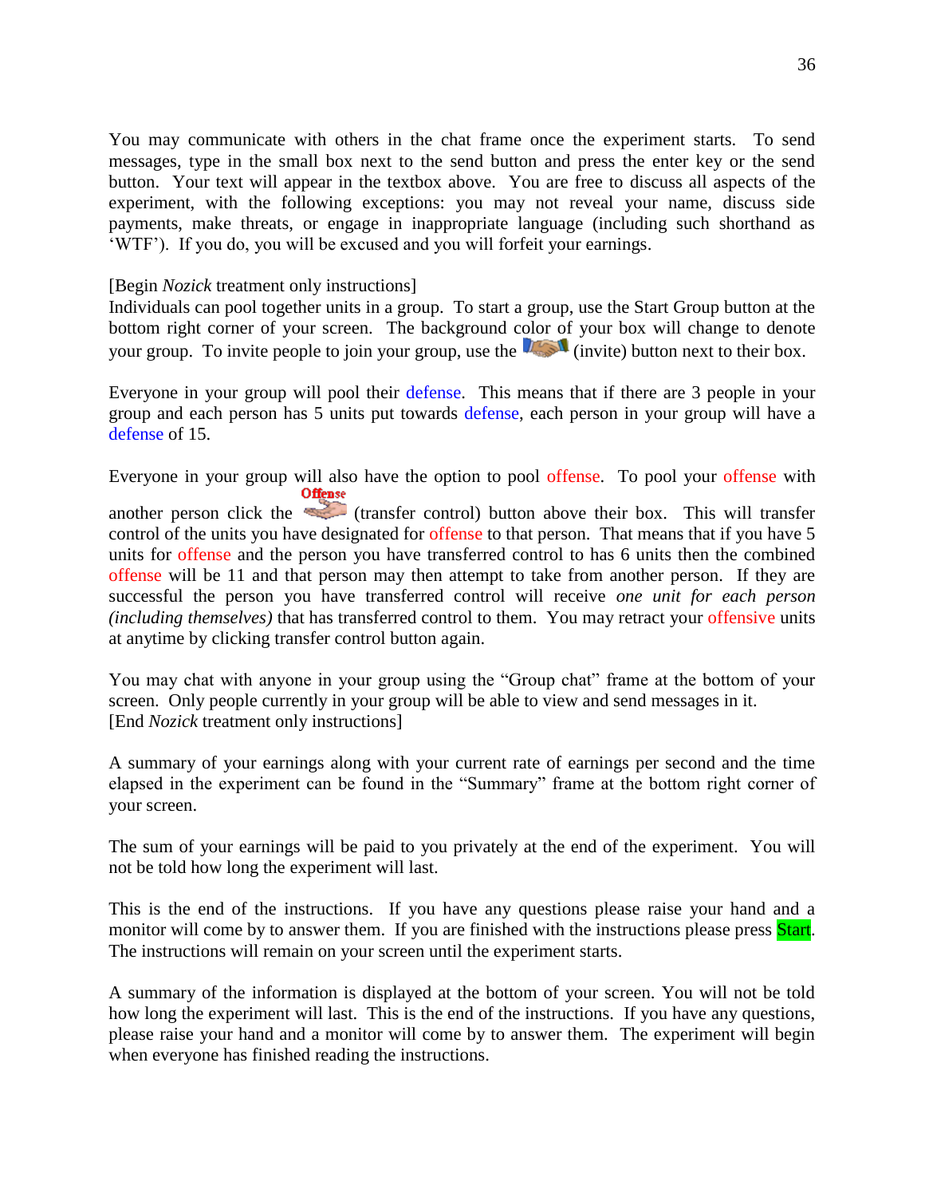You may communicate with others in the chat frame once the experiment starts. To send messages, type in the small box next to the send button and press the enter key or the send button. Your text will appear in the textbox above. You are free to discuss all aspects of the experiment, with the following exceptions: you may not reveal your name, discuss side payments, make threats, or engage in inappropriate language (including such shorthand as 'WTF'). If you do, you will be excused and you will forfeit your earnings.

[Begin *Nozick* treatment only instructions]
Individuals can pool together units in a group. To start a group, use the Start Group button at the bottom right corner of your screen. The background color of your box will change to denote your group. To invite people to join your group, use the (invite) button next to their box.

Everyone in your group will pool their defense. This means that if there are 3 people in your group and each person has 5 units put towards defense, each person in your group will have a defense of 15.

Everyone in your group will also have the option to pool offense. To pool your offense with another person click the Offense (transfer control) button above their box. This will transfer control of the units you have designated for offense to that person. That means that if you have 5 units for offense and the person you have transferred control to has 6 units then the combined offense will be 11 and that person may then attempt to take from another person. If they are successful the person you have transferred control will receive *one unit for each person (including themselves)* that has transferred control to them. You may retract your offensive units at anytime by clicking transfer control button again.

You may chat with anyone in your group using the "Group chat" frame at the bottom of your screen. Only people currently in your group will be able to view and send messages in it.
[End *Nozick* treatment only instructions]

A summary of your earnings along with your current rate of earnings per second and the time elapsed in the experiment can be found in the "Summary" frame at the bottom right corner of your screen.

The sum of your earnings will be paid to you privately at the end of the experiment. You will not be told how long the experiment will last.

This is the end of the instructions. If you have any questions please raise your hand and a monitor will come by to answer them. If you are finished with the instructions please press Start. The instructions will remain on your screen until the experiment starts.

A summary of the information is displayed at the bottom of your screen. You will not be told how long the experiment will last. This is the end of the instructions. If you have any questions, please raise your hand and a monitor will come by to answer them. The experiment will begin when everyone has finished reading the instructions.